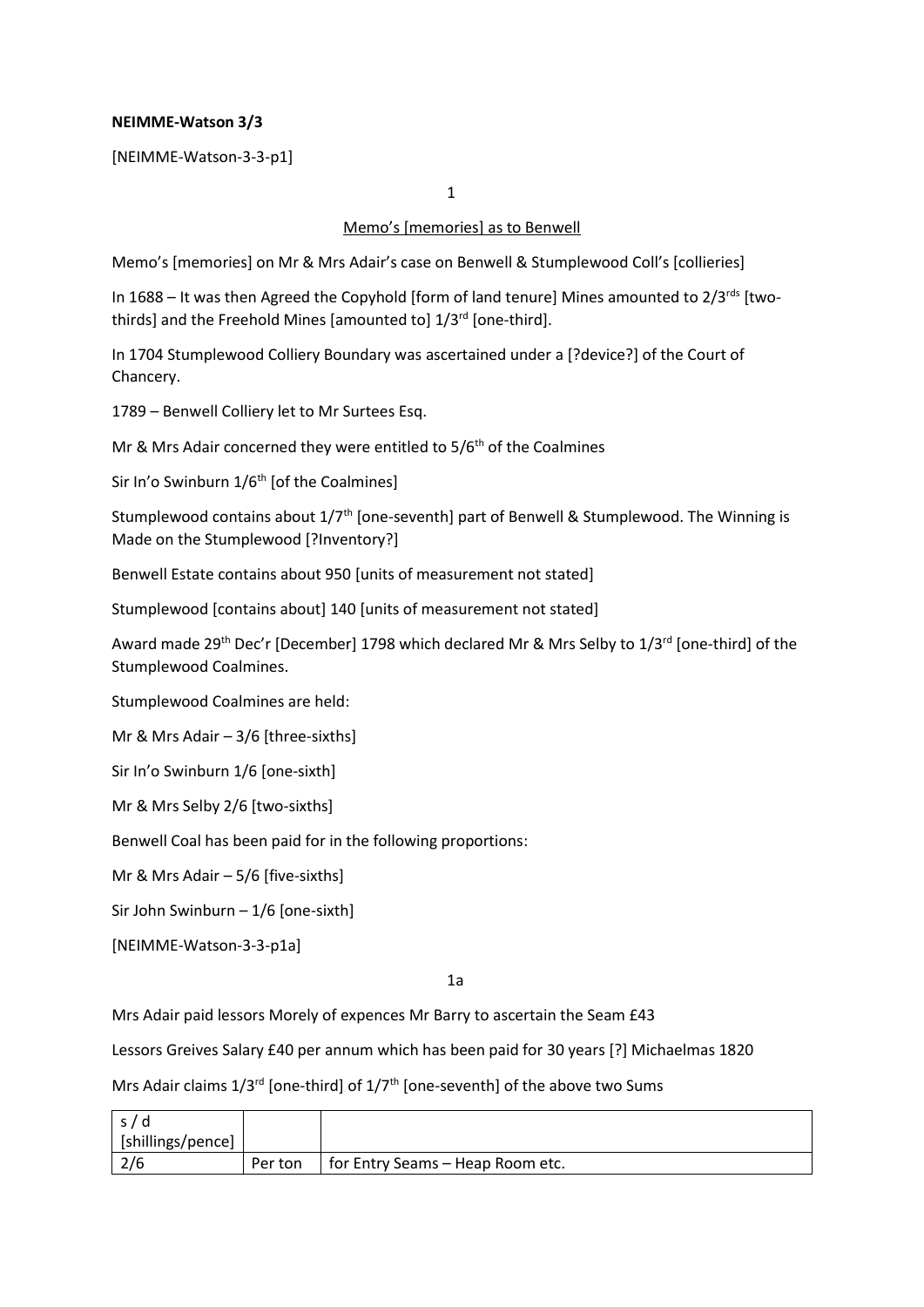**NEIMME-Watson 3/3**

[NEIMME-Watson-3-3-p1]

1

Memo's [memories] as to Benwell

Memo's [memories] on Mr & Mrs Adair's case on Benwell & Stumplewood Coll's [collieries]

In 1688 – It was then Agreed the Copyhold [form of land tenure] Mines amounted to 2/3rds [two-thirds] and the Freehold Mines [amounted to] 1/3rd [one-third].

In 1704 Stumplewood Colliery Boundary was ascertained under a [?device?] of the Court of Chancery.

1789 – Benwell Colliery let to Mr Surtees Esq.

Mr & Mrs Adair concerned they were entitled to 5/6th of the Coalmines

Sir In'o Swinburn 1/6th [of the Coalmines]

Stumplewood contains about 1/7th [one-seventh] part of Benwell & Stumplewood. The Winning is Made on the Stumplewood [?Inventory?]

Benwell Estate contains about 950 [units of measurement not stated]

Stumplewood [contains about] 140 [units of measurement not stated]

Award made 29th Dec'r [December] 1798 which declared Mr & Mrs Selby to 1/3rd [one-third] of the Stumplewood Coalmines.

Stumplewood Coalmines are held:

Mr & Mrs Adair – 3/6 [three-sixths]

Sir In'o Swinburn 1/6 [one-sixth]

Mr & Mrs Selby 2/6 [two-sixths]

Benwell Coal has been paid for in the following proportions:

Mr & Mrs Adair – 5/6 [five-sixths]

Sir John Swinburn – 1/6 [one-sixth]

[NEIMME-Watson-3-3-p1a]

1a

Mrs Adair paid lessors Morely of expences Mr Barry to ascertain the Seam £43

Lessors Greives Salary £40 per annum which has been paid for 30 years [?] Michaelmas 1820

Mrs Adair claims 1/3rd [one-third] of 1/7th [one-seventh] of the above two Sums

| s / d [shillings/pence] | | |
|---|---|---|
| 2/6 | Per ton | for Entry Seams – Heap Room etc. |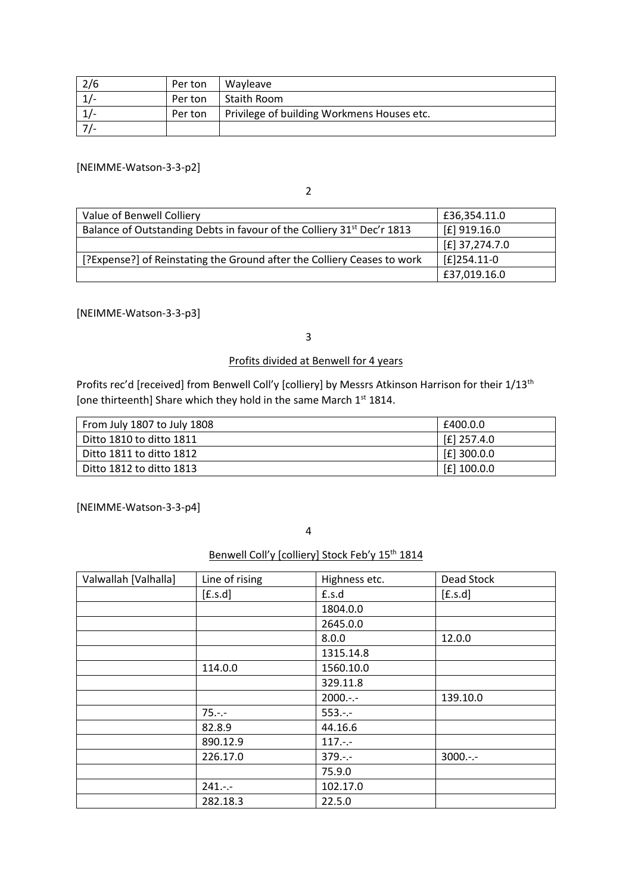| 2/6 | Per ton | Wayleave |
|---|---|---|
| 1/- | Per ton | Staith Room |
| 1/- | Per ton | Privilege of building Workmens Houses etc. |
| 7/- | | |

[NEIMME-Watson-3-3-p2]

2

| Value of Benwell Colliery | £36,354.11.0 |
|---|---|
| Balance of Outstanding Debts in favour of the Colliery 31st Dec'r 1813 | [£] 919.16.0 |
| | [£] 37,274.7.0 |
| [?Expense?] of Reinstating the Ground after the Colliery Ceases to work | [£]254.11-0 |
| | £37,019.16.0 |

[NEIMME-Watson-3-3-p3]

3

## Profits divided at Benwell for 4 years

Profits rec'd [received] from Benwell Coll'y [colliery] by Messrs Atkinson Harrison for their 1/13th [one thirteenth] Share which they hold in the same March 1st 1814.

| From July 1807 to July 1808 | £400.0.0 |
|---|---|
| Ditto 1810 to ditto 1811 | [£] 257.4.0 |
| Ditto 1811 to ditto 1812 | [£] 300.0.0 |
| Ditto 1812 to ditto 1813 | [£] 100.0.0 |

[NEIMME-Watson-3-3-p4]

4

## Benwell Coll'y [colliery] Stock Feb'y 15th 1814

| Valwallah [Valhalla] | Line of rising | Highness etc. | Dead Stock |
|---|---|---|---|
| | [£.s.d] | £.s.d | [£.s.d] |
| | | 1804.0.0 | |
| | | 2645.0.0 | |
| | | 8.0.0 | 12.0.0 |
| | | 1315.14.8 | |
| | 114.0.0 | 1560.10.0 | |
| | | 329.11.8 | |
| | | 2000.-.- | 139.10.0 |
| | 75.-.- | 553.-.- | |
| | 82.8.9 | 44.16.6 | |
| | 890.12.9 | 117.-.- | |
| | 226.17.0 | 379.-.- | 3000.-.- |
| | | 75.9.0 | |
| | 241.-.- | 102.17.0 | |
| | 282.18.3 | 22.5.0 | |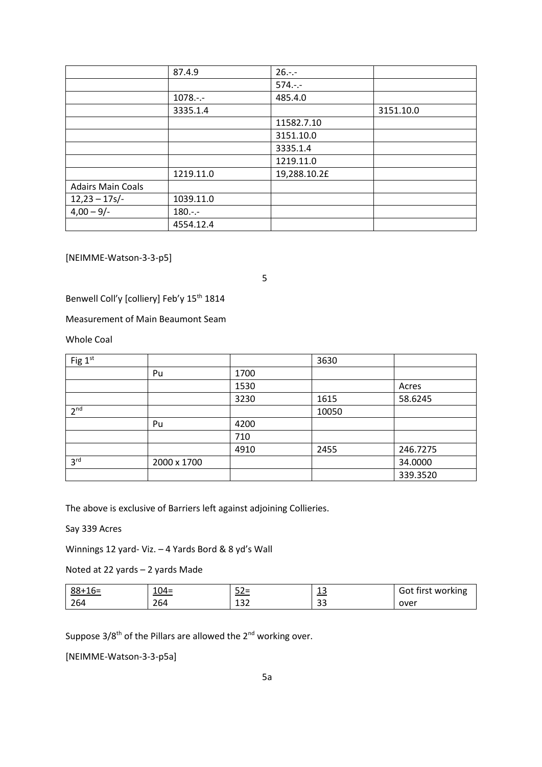| | 87.4.9 | 26.-.- | |
|---|---|---|---|
| | | 574.-.- | |
| | 1078.-.- | 485.4.0 | |
| | 3335.1.4 | | 3151.10.0 |
| | | 11582.7.10 | |
| | | 3151.10.0 | |
| | | 3335.1.4 | |
| | | 1219.11.0 | |
| | 1219.11.0 | 19,288.10.2£ | |
| Adairs Main Coals | | | |
| 12,23 – 17s/- | 1039.11.0 | | |
| 4,00 – 9/- | 180.-.- | | |
| | 4554.12.4 | | |

[NEIMME-Watson-3-3-p5]

Benwell Coll'y [colliery] Feb'y 15th 1814

Measurement of Main Beaumont Seam

Whole Coal

| Fig 1st | | | 3630 | |
|---|---|---|---|---|
| | Pu | 1700 | | |
| | | 1530 | | Acres |
| | | 3230 | 1615 | 58.6245 |
| 2nd | | | 10050 | |
| | Pu | 4200 | | |
| | | 710 | | |
| | | 4910 | 2455 | 246.7275 |
| 3rd | 2000 x 1700 | | | 34.0000 |
| | | | | 339.3520 |

The above is exclusive of Barriers left against adjoining Collieries.

Say 339 Acres

Winnings 12 yard- Viz. – 4 Yards Bord & 8 yd's Wall

Noted at 22 yards – 2 yards Made

| 88+16= | 104= | 52= | 13 | Got first working |
|---|---|---|---|---|
| 264 | 264 | 132 | 33 | over |

Suppose 3/8th of the Pillars are allowed the 2nd working over.

[NEIMME-Watson-3-3-p5a]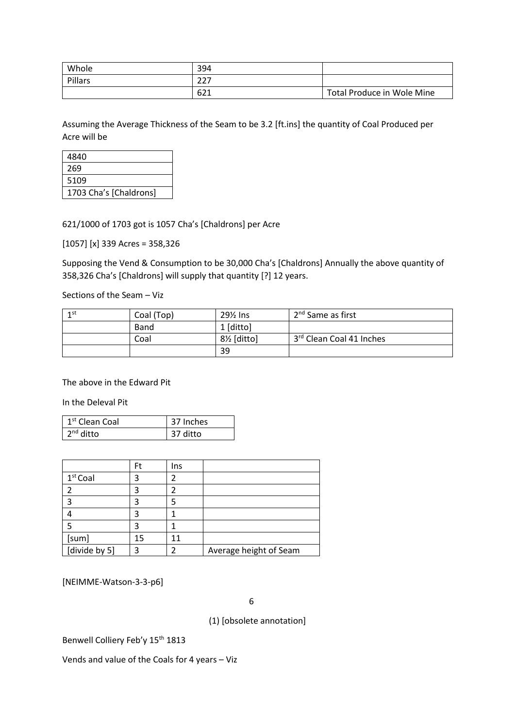| Whole | 394 | |
|---|---|---|
| Pillars | 227 | |
| | 621 | Total Produce in Wole Mine |

Assuming the Average Thickness of the Seam to be 3.2 [ft.ins] the quantity of Coal Produced per Acre will be

| 4840 |
|---|
| 269 |
| 5109 |
| 1703 Cha's [Chaldrons] |

621/1000 of 1703 got is 1057 Cha's [Chaldrons] per Acre

[1057] [x] 339 Acres = 358,326

Supposing the Vend & Consumption to be 30,000 Cha's [Chaldrons] Annually the above quantity of 358,326 Cha's [Chaldrons] will supply that quantity [?] 12 years.

Sections of the Seam – Viz

| 1st | Coal (Top) | 29½ Ins | 2nd Same as first |
|---|---|---|---|
| | Band | 1 [ditto] | |
| | Coal | 8½ [ditto] | 3rd Clean Coal 41 Inches |
| | | 39 | |

The above in the Edward Pit

In the Deleval Pit

| 1st Clean Coal | 37 Inches |
|---|---|
| 2nd ditto | 37 ditto |

| | Ft | Ins | |
|---|---|---|---|
| 1st Coal | 3 | 2 | |
| 2 | 3 | 2 | |
| 3 | 3 | 5 | |
| 4 | 3 | 1 | |
| 5 | 3 | 1 | |
| [sum] | 15 | 11 | |
| [divide by 5] | 3 | 2 | Average height of Seam |

[NEIMME-Watson-3-3-p6]

6

(1) [obsolete annotation]

Benwell Colliery Feb'y 15th 1813

Vends and value of the Coals for 4 years – Viz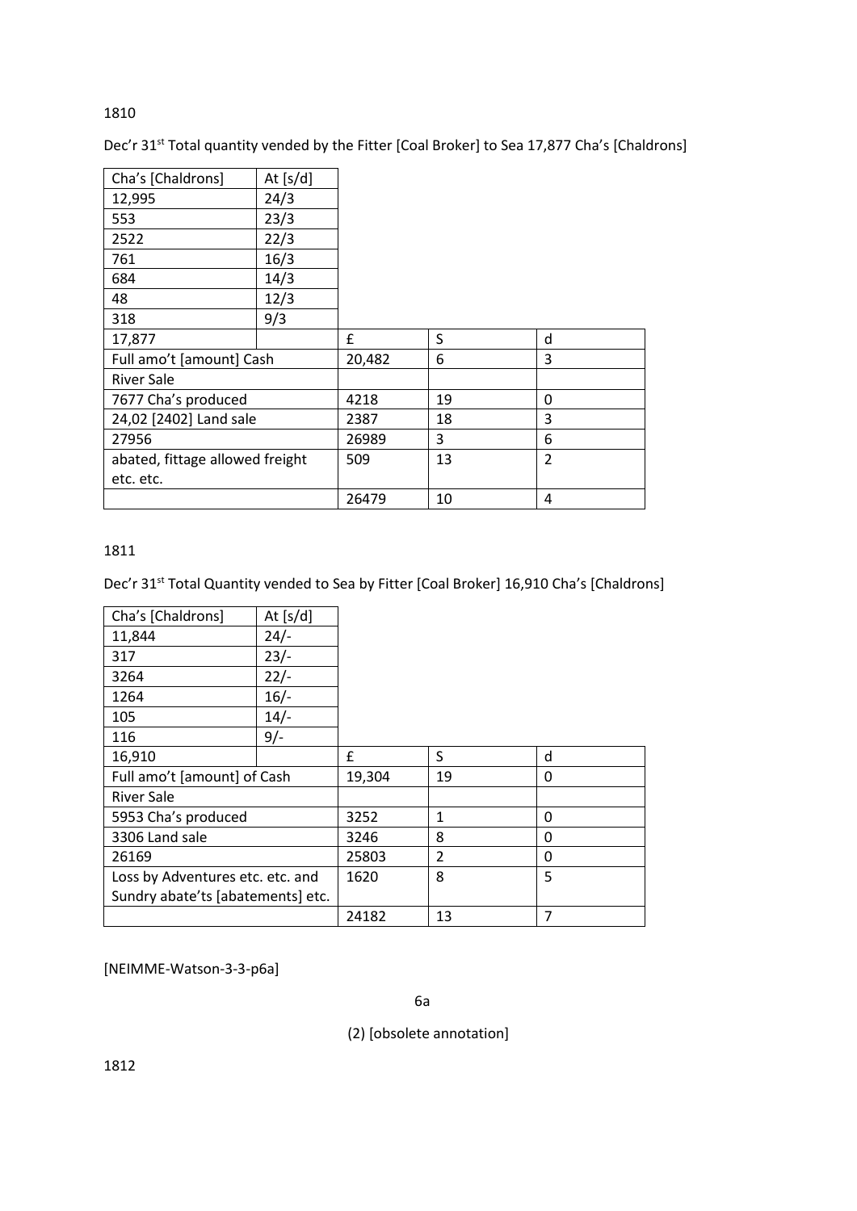1810

Dec'r 31st Total quantity vended by the Fitter [Coal Broker] to Sea 17,877 Cha's [Chaldrons]

| Cha's [Chaldrons] | At [s/d] | | | |
|---|---|---|---|---|
| 12,995 | 24/3 | | | |
| 553 | 23/3 | | | |
| 2522 | 22/3 | | | |
| 761 | 16/3 | | | |
| 684 | 14/3 | | | |
| 48 | 12/3 | | | |
| 318 | 9/3 | | | |
| 17,877 | | £ | S | d |
| Full amo't [amount] Cash | | 20,482 | 6 | 3 |
| River Sale | | | | |
| 7677 Cha's produced | | 4218 | 19 | 0 |
| 24,02 [2402] Land sale | | 2387 | 18 | 3 |
| 27956 | | 26989 | 3 | 6 |
| abated, fittage allowed freight etc. etc. | | 509 | 13 | 2 |
| | | 26479 | 10 | 4 |

1811

Dec'r 31st Total Quantity vended to Sea by Fitter [Coal Broker] 16,910 Cha's [Chaldrons]

| Cha's [Chaldrons] | At [s/d] | | | |
|---|---|---|---|---|
| 11,844 | 24/- | | | |
| 317 | 23/- | | | |
| 3264 | 22/- | | | |
| 1264 | 16/- | | | |
| 105 | 14/- | | | |
| 116 | 9/- | | | |
| 16,910 | | £ | S | d |
| Full amo't [amount] of Cash | | 19,304 | 19 | 0 |
| River Sale | | | | |
| 5953 Cha's produced | | 3252 | 1 | 0 |
| 3306 Land sale | | 3246 | 8 | 0 |
| 26169 | | 25803 | 2 | 0 |
| Loss by Adventures etc. etc. and Sundry abate'ts [abatements] etc. | | 1620 | 8 | 5 |
| | | 24182 | 13 | 7 |

[NEIMME-Watson-3-3-p6a]

6a

(2) [obsolete annotation]

1812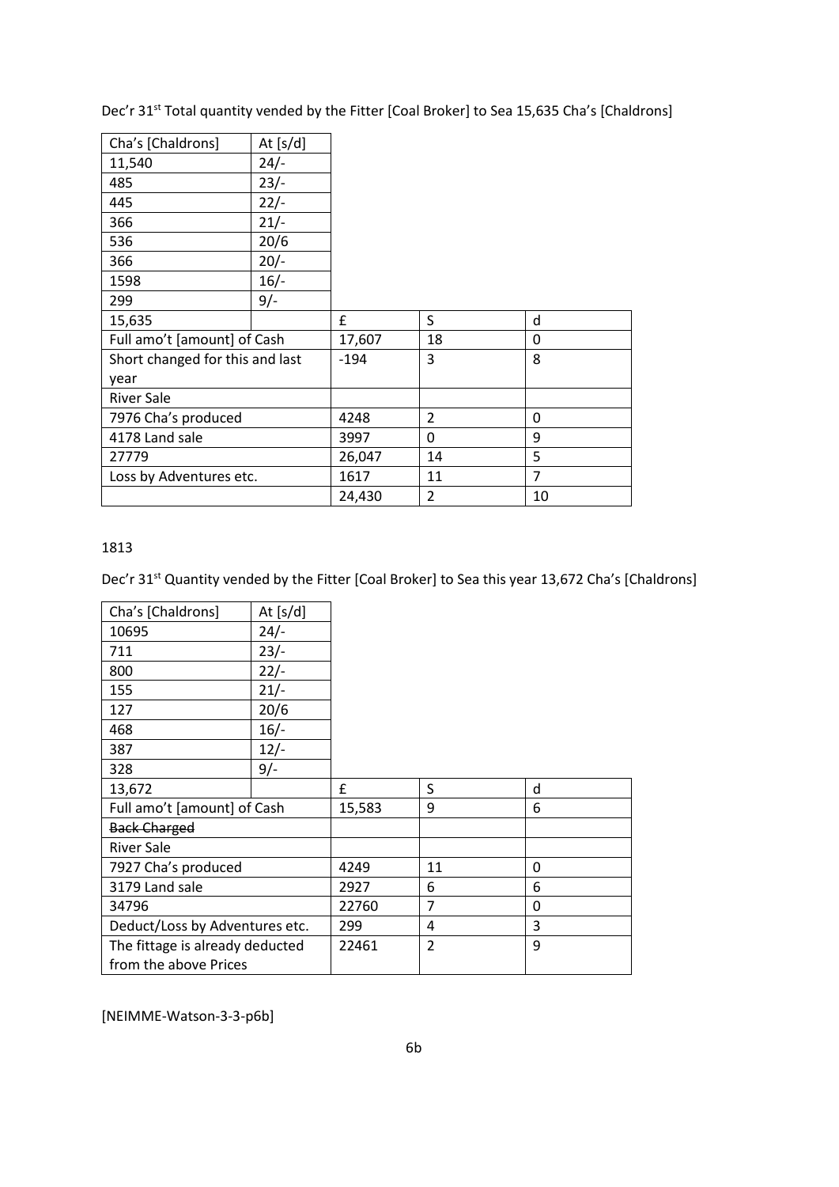Dec'r 31st Total quantity vended by the Fitter [Coal Broker] to Sea 15,635 Cha's [Chaldrons]

| Cha's [Chaldrons] | At [s/d] | | | |
|---|---|---|---|---|
| 11,540 | 24/- | | | |
| 485 | 23/- | | | |
| 445 | 22/- | | | |
| 366 | 21/- | | | |
| 536 | 20/6 | | | |
| 366 | 20/- | | | |
| 1598 | 16/- | | | |
| 299 | 9/- | | | |
| 15,635 | | £ | S | d |
| Full amo't [amount] of Cash | | 17,607 | 18 | 0 |
| Short changed for this and last year | | -194 | 3 | 8 |
| River Sale | | | | |
| 7976 Cha's produced | | 4248 | 2 | 0 |
| 4178 Land sale | | 3997 | 0 | 9 |
| 27779 | | 26,047 | 14 | 5 |
| Loss by Adventures etc. | | 1617 | 11 | 7 |
| | | 24,430 | 2 | 10 |

1813

Dec'r 31st Quantity vended by the Fitter [Coal Broker] to Sea this year 13,672 Cha's [Chaldrons]

| Cha's [Chaldrons] | At [s/d] | | | |
|---|---|---|---|---|
| 10695 | 24/- | | | |
| 711 | 23/- | | | |
| 800 | 22/- | | | |
| 155 | 21/- | | | |
| 127 | 20/6 | | | |
| 468 | 16/- | | | |
| 387 | 12/- | | | |
| 328 | 9/- | | | |
| 13,672 | | £ | S | d |
| Full amo't [amount] of Cash | | 15,583 | 9 | 6 |
| ~~Back Charged~~ | | | | |
| River Sale | | | | |
| 7927 Cha's produced | | 4249 | 11 | 0 |
| 3179 Land sale | | 2927 | 6 | 6 |
| 34796 | | 22760 | 7 | 0 |
| Deduct/Loss by Adventures etc. | | 299 | 4 | 3 |
| The fittage is already deducted from the above Prices | | 22461 | 2 | 9 |

[NEIMME-Watson-3-3-p6b]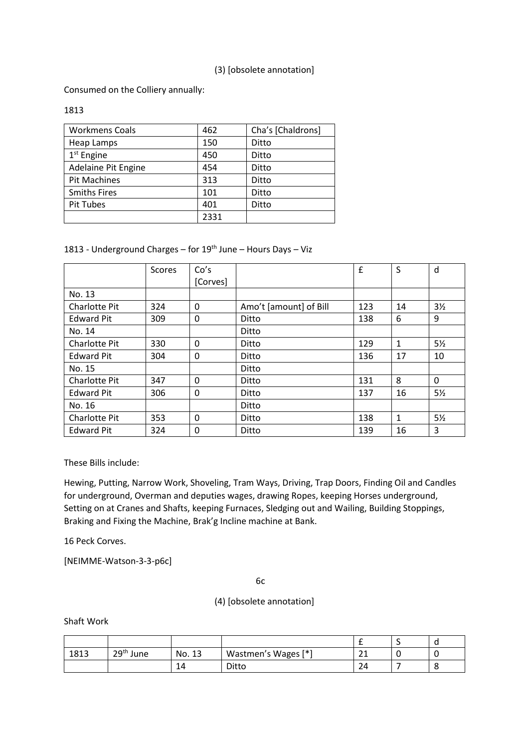(3) [obsolete annotation]

Consumed on the Colliery annually:

1813

| Workmens Coals | 462 | Cha's [Chaldrons] |
|---|---|---|
| Heap Lamps | 150 | Ditto |
| 1st Engine | 450 | Ditto |
| Adelaine Pit Engine | 454 | Ditto |
| Pit Machines | 313 | Ditto |
| Smiths Fires | 101 | Ditto |
| Pit Tubes | 401 | Ditto |
| | 2331 | |

1813 - Underground Charges – for 19th June – Hours Days – Viz

| | Scores | Co's [Corves] | | £ | S | d |
|---|---|---|---|---|---|---|
| No. 13 | | | | | | |
| Charlotte Pit | 324 | 0 | Amo't [amount] of Bill | 123 | 14 | 3½ |
| Edward Pit | 309 | 0 | Ditto | 138 | 6 | 9 |
| No. 14 | | | Ditto | | | |
| Charlotte Pit | 330 | 0 | Ditto | 129 | 1 | 5½ |
| Edward Pit | 304 | 0 | Ditto | 136 | 17 | 10 |
| No. 15 | | | Ditto | | | |
| Charlotte Pit | 347 | 0 | Ditto | 131 | 8 | 0 |
| Edward Pit | 306 | 0 | Ditto | 137 | 16 | 5½ |
| No. 16 | | | Ditto | | | |
| Charlotte Pit | 353 | 0 | Ditto | 138 | 1 | 5½ |
| Edward Pit | 324 | 0 | Ditto | 139 | 16 | 3 |

These Bills include:

Hewing, Putting, Narrow Work, Shoveling, Tram Ways, Driving, Trap Doors, Finding Oil and Candles for underground, Overman and deputies wages, drawing Ropes, keeping Horses underground, Setting on at Cranes and Shafts, keeping Furnaces, Sledging out and Wailing, Building Stoppings, Braking and Fixing the Machine, Brak'g Incline machine at Bank.

16 Peck Corves.

[NEIMME-Watson-3-3-p6c]

6c

(4) [obsolete annotation]

Shaft Work

| | | | | £ | S | d |
|---|---|---|---|---|---|---|
| 1813 | 29th June | No. 13 | Wastmen's Wages [*] | 21 | 0 | 0 |
| | | 14 | Ditto | 24 | 7 | 8 |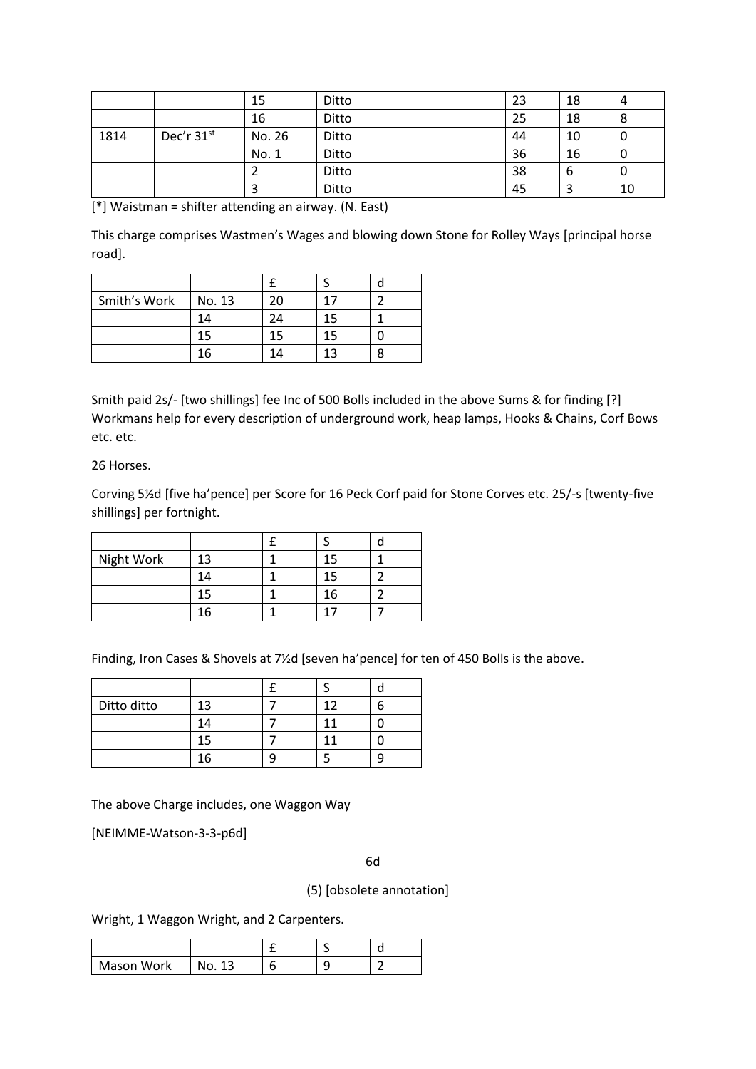| | | 15 | Ditto | 23 | 18 | 4 |
|---|---|---|---|---|---|---|
| | | 16 | Ditto | 25 | 18 | 8 |
| 1814 | Dec'r 31st | No. 26 | Ditto | 44 | 10 | 0 |
| | | No. 1 | Ditto | 36 | 16 | 0 |
| | | 2 | Ditto | 38 | 6 | 0 |
| | | 3 | Ditto | 45 | 3 | 10 |

[*] Waistman = shifter attending an airway. (N. East)

This charge comprises Wastmen's Wages and blowing down Stone for Rolley Ways [principal horse road].

| | | £ | S | d |
|---|---|---|---|---|
| Smith's Work | No. 13 | 20 | 17 | 2 |
| | 14 | 24 | 15 | 1 |
| | 15 | 15 | 15 | 0 |
| | 16 | 14 | 13 | 8 |

Smith paid 2s/- [two shillings] fee Inc of 500 Bolls included in the above Sums & for finding [?] Workmans help for every description of underground work, heap lamps, Hooks & Chains, Corf Bows etc. etc.

26 Horses.

Corving 5½d [five ha'pence] per Score for 16 Peck Corf paid for Stone Corves etc. 25/-s [twenty-five shillings] per fortnight.

| | | £ | S | d |
|---|---|---|---|---|
| Night Work | 13 | 1 | 15 | 1 |
| | 14 | 1 | 15 | 2 |
| | 15 | 1 | 16 | 2 |
| | 16 | 1 | 17 | 7 |

Finding, Iron Cases & Shovels at 7½d [seven ha'pence] for ten of 450 Bolls is the above.

| | | £ | S | d |
|---|---|---|---|---|
| Ditto ditto | 13 | 7 | 12 | 6 |
| | 14 | 7 | 11 | 0 |
| | 15 | 7 | 11 | 0 |
| | 16 | 9 | 5 | 9 |

The above Charge includes, one Waggon Way

[NEIMME-Watson-3-3-p6d]

6d

(5) [obsolete annotation]

Wright, 1 Waggon Wright, and 2 Carpenters.

| | | £ | S | d |
|---|---|---|---|---|
| Mason Work | No. 13 | 6 | 9 | 2 |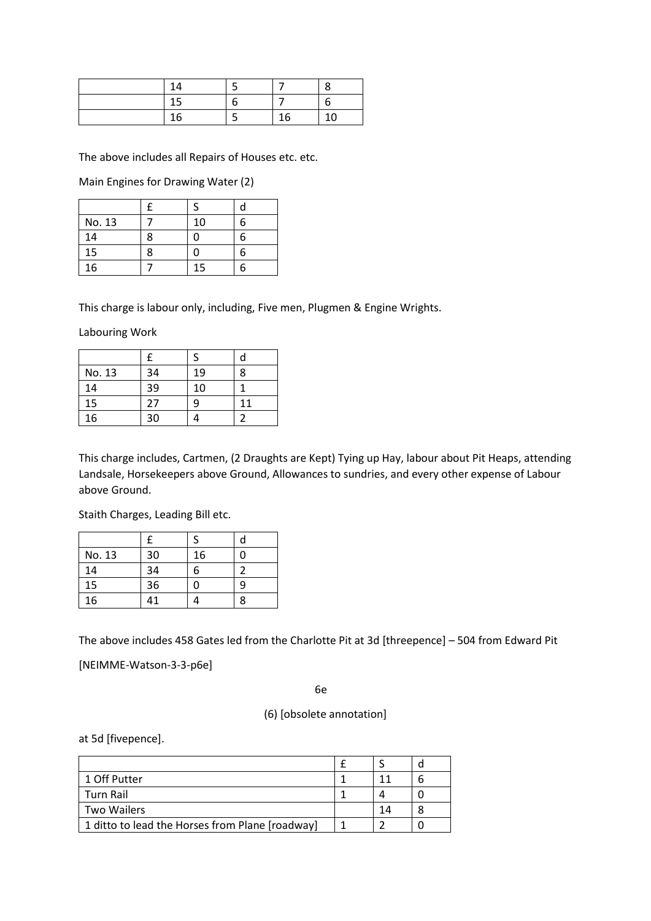| | | | | |
|---|---|---|---|---|
| | 14 | 5 | 7 | 8 |
| | 15 | 6 | 7 | 6 |
| | 16 | 5 | 16 | 10 |

The above includes all Repairs of Houses etc. etc.

Main Engines for Drawing Water (2)

| | £ | S | d |
|---|---|---|---|
| No. 13 | 7 | 10 | 6 |
| 14 | 8 | 0 | 6 |
| 15 | 8 | 0 | 6 |
| 16 | 7 | 15 | 6 |

This charge is labour only, including, Five men, Plugmen & Engine Wrights.

Labouring Work

| | £ | S | d |
|---|---|---|---|
| No. 13 | 34 | 19 | 8 |
| 14 | 39 | 10 | 1 |
| 15 | 27 | 9 | 11 |
| 16 | 30 | 4 | 2 |

This charge includes, Cartmen, (2 Draughts are Kept) Tying up Hay, labour about Pit Heaps, attending Landsale, Horsekeepers above Ground, Allowances to sundries, and every other expense of Labour above Ground.

Staith Charges, Leading Bill etc.

| | £ | S | d |
|---|---|---|---|
| No. 13 | 30 | 16 | 0 |
| 14 | 34 | 6 | 2 |
| 15 | 36 | 0 | 9 |
| 16 | 41 | 4 | 8 |

The above includes 458 Gates led from the Charlotte Pit at 3d [threepence] – 504 from Edward Pit

[NEIMME-Watson-3-3-p6e]

6e

(6) [obsolete annotation]

at 5d [fivepence].

| | £ | S | d |
|---|---|---|---|
| 1 Off Putter | 1 | 11 | 6 |
| Turn Rail | 1 | 4 | 0 |
| Two Wailers | | 14 | 8 |
| 1 ditto to lead the Horses from Plane [roadway] | 1 | 2 | 0 |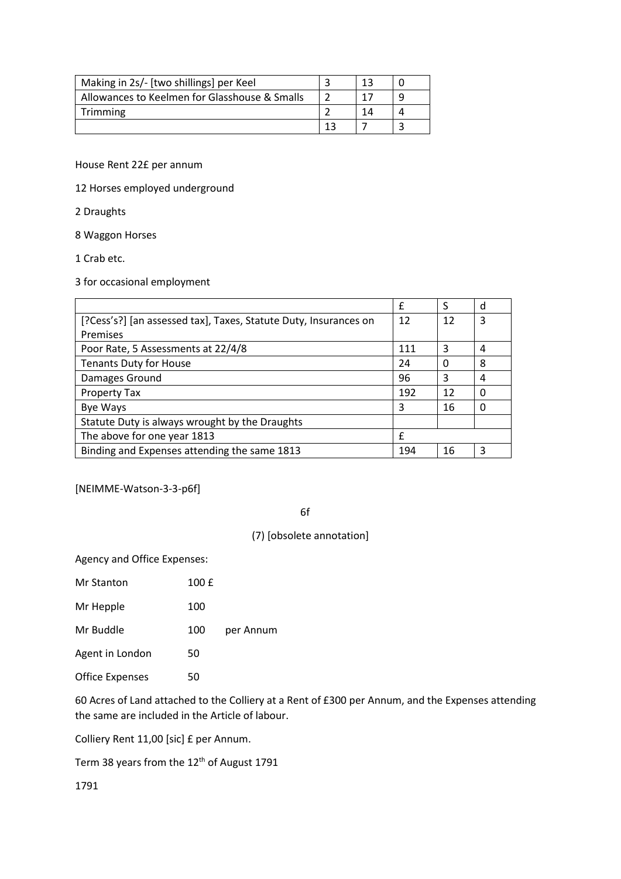| Making in 2s/- [two shillings] per Keel | 3 | 13 | 0 |
|---|---|---|---|
| Allowances to Keelmen for Glasshouse & Smalls | 2 | 17 | 9 |
| Trimming | 2 | 14 | 4 |
| | 13 | 7 | 3 |

House Rent 22£ per annum

12 Horses employed underground

2 Draughts

8 Waggon Horses

1 Crab etc.

3 for occasional employment

| | £ | S | d |
|---|---|---|---|
| [?Cess's?] [an assessed tax], Taxes, Statute Duty, Insurances on Premises | 12 | 12 | 3 |
| Poor Rate, 5 Assessments at 22/4/8 | 111 | 3 | 4 |
| Tenants Duty for House | 24 | 0 | 8 |
| Damages Ground | 96 | 3 | 4 |
| Property Tax | 192 | 12 | 0 |
| Bye Ways | 3 | 16 | 0 |
| Statute Duty is always wrought by the Draughts | | | |
| The above for one year 1813 | £ | | |
| Binding and Expenses attending the same 1813 | 194 | 16 | 3 |

[NEIMME-Watson-3-3-p6f]

6f

(7) [obsolete annotation]

Agency and Office Expenses:

Mr Stanton 100 £

Mr Hepple 100

Mr Buddle 100 per Annum

Agent in London 50

Office Expenses 50

60 Acres of Land attached to the Colliery at a Rent of £300 per Annum, and the Expenses attending the same are included in the Article of labour.

Colliery Rent 11,00 [sic] £ per Annum.

Term 38 years from the 12th of August 1791

1791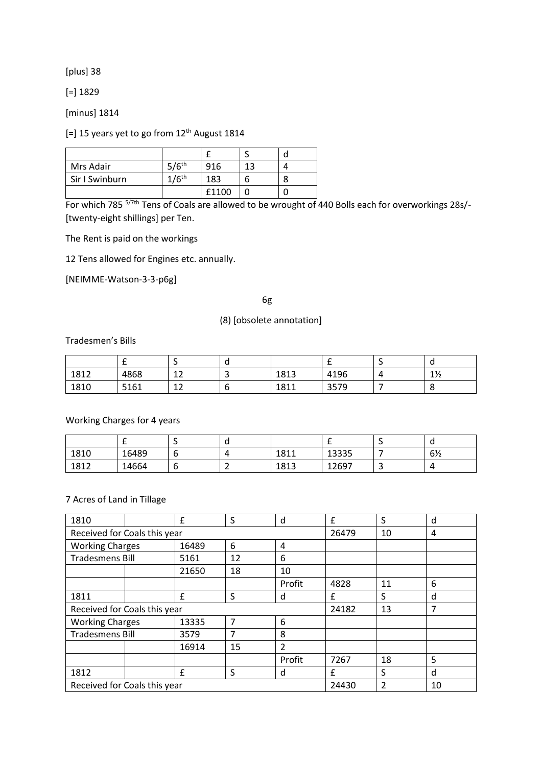[plus] 38

[=] 1829

[minus] 1814

[=] 15 years yet to go from 12th August 1814

| | | £ | S | d |
|---|---|---|---|---|
| Mrs Adair | 5/6th | 916 | 13 | 4 |
| Sir I Swinburn | 1/6th | 183 | 6 | 8 |
| | | £1100 | 0 | 0 |

For which 785 5/7th Tens of Coals are allowed to be wrought of 440 Bolls each for overworkings 28s/- [twenty-eight shillings] per Ten.

The Rent is paid on the workings

12 Tens allowed for Engines etc. annually.

[NEIMME-Watson-3-3-p6g]

6g

(8) [obsolete annotation]

Tradesmen's Bills

| | £ | S | d | | £ | S | d |
|---|---|---|---|---|---|---|---|
| 1812 | 4868 | 12 | 3 | 1813 | 4196 | 4 | 1½ |
| 1810 | 5161 | 12 | 6 | 1811 | 3579 | 7 | 8 |

Working Charges for 4 years

| | £ | S | d | | £ | S | d |
|---|---|---|---|---|---|---|---|
| 1810 | 16489 | 6 | 4 | 1811 | 13335 | 7 | 6½ |
| 1812 | 14664 | 6 | 2 | 1813 | 12697 | 3 | 4 |

7 Acres of Land in Tillage

| 1810 | | £ | S | d | £ | S | d |
|---|---|---|---|---|---|---|---|
| Received for Coals this year | | | | | 26479 | 10 | 4 |
| Working Charges | | 16489 | 6 | 4 | | | |
| Tradesmens Bill | | 5161 | 12 | 6 | | | |
| | | 21650 | 18 | 10 | | | |
| | | | | Profit | 4828 | 11 | 6 |
| 1811 | | £ | S | d | £ | S | d |
| Received for Coals this year | | | | | 24182 | 13 | 7 |
| Working Charges | | 13335 | 7 | 6 | | | |
| Tradesmens Bill | | 3579 | 7 | 8 | | | |
| | | 16914 | 15 | 2 | | | |
| | | | | Profit | 7267 | 18 | 5 |
| 1812 | | £ | S | d | £ | S | d |
| Received for Coals this year | | | | | 24430 | 2 | 10 |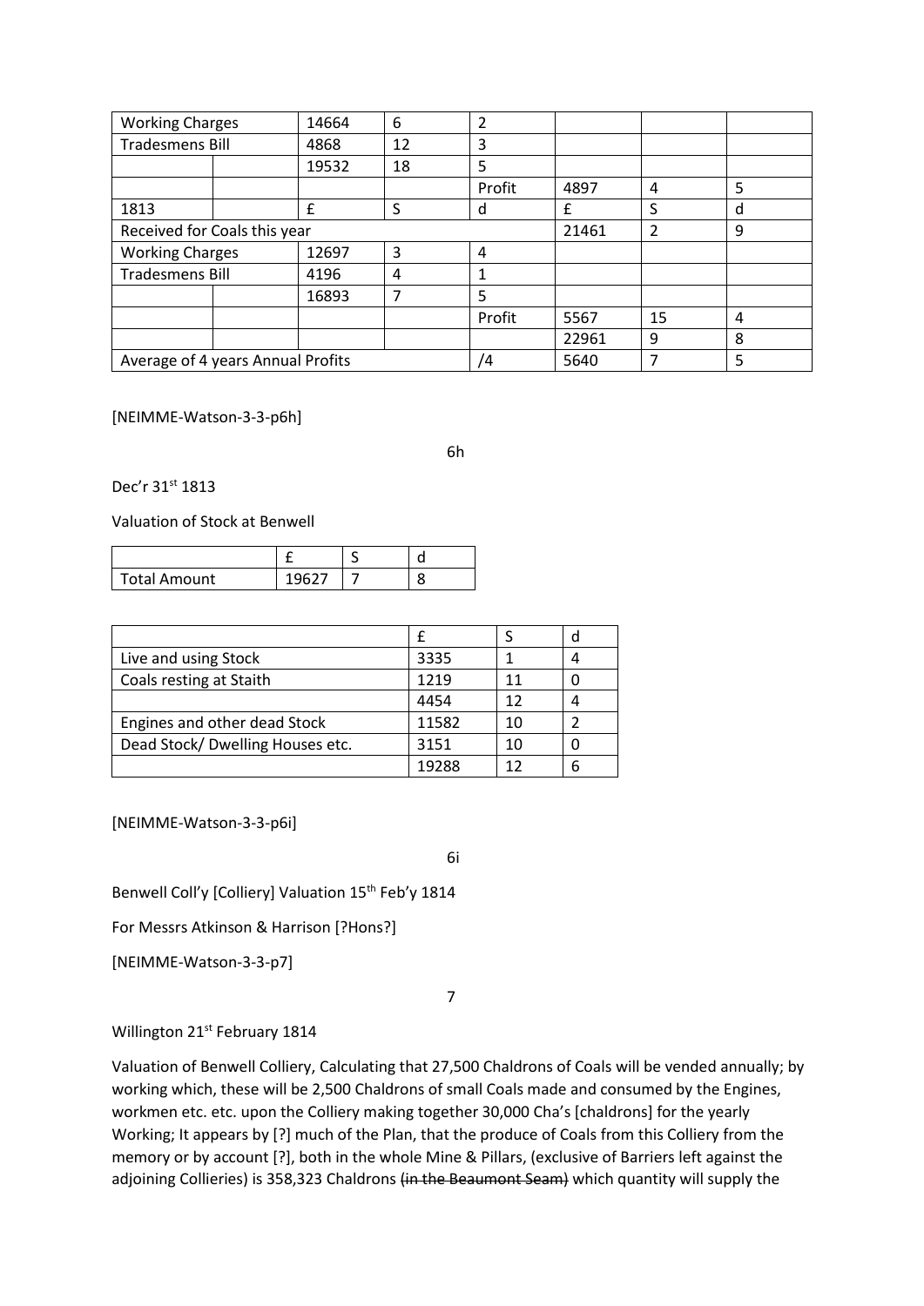| Working Charges | | 14664 | 6 | 2 | | | |
|---|---|---|---|---|---|---|---|
| Tradesmens Bill | | 4868 | 12 | 3 | | | |
| | | 19532 | 18 | 5 | | | |
| | | | | Profit | 4897 | 4 | 5 |
| 1813 | | £ | S | d | £ | S | d |
| Received for Coals this year | | | | | 21461 | 2 | 9 |
| Working Charges | | 12697 | 3 | 4 | | | |
| Tradesmens Bill | | 4196 | 4 | 1 | | | |
| | | 16893 | 7 | 5 | | | |
| | | | | Profit | 5567 | 15 | 4 |
| | | | | | 22961 | 9 | 8 |
| Average of 4 years Annual Profits | | | | /4 | 5640 | 7 | 5 |

[NEIMME-Watson-3-3-p6h]

6h

Dec'r 31st 1813

Valuation of Stock at Benwell

| | £ | S | d |
|---|---|---|---|
| Total Amount | 19627 | 7 | 8 |

| | £ | S | d |
|---|---|---|---|
| Live and using Stock | 3335 | 1 | 4 |
| Coals resting at Staith | 1219 | 11 | 0 |
| | 4454 | 12 | 4 |
| Engines and other dead Stock | 11582 | 10 | 2 |
| Dead Stock/ Dwelling Houses etc. | 3151 | 10 | 0 |
| | 19288 | 12 | 6 |

[NEIMME-Watson-3-3-p6i]

6i

Benwell Coll'y [Colliery] Valuation 15th Feb'y 1814

For Messrs Atkinson & Harrison [?Hons?]

[NEIMME-Watson-3-3-p7]

7

Willington 21st February 1814

Valuation of Benwell Colliery, Calculating that 27,500 Chaldrons of Coals will be vended annually; by working which, these will be 2,500 Chaldrons of small Coals made and consumed by the Engines, workmen etc. etc. upon the Colliery making together 30,000 Cha's [chaldrons] for the yearly Working; It appears by [?] much of the Plan, that the produce of Coals from this Colliery from the memory or by account [?], both in the whole Mine & Pillars, (exclusive of Barriers left against the adjoining Collieries) is 358,323 Chaldrons ~~(in the Beaumont Seam)~~ which quantity will supply the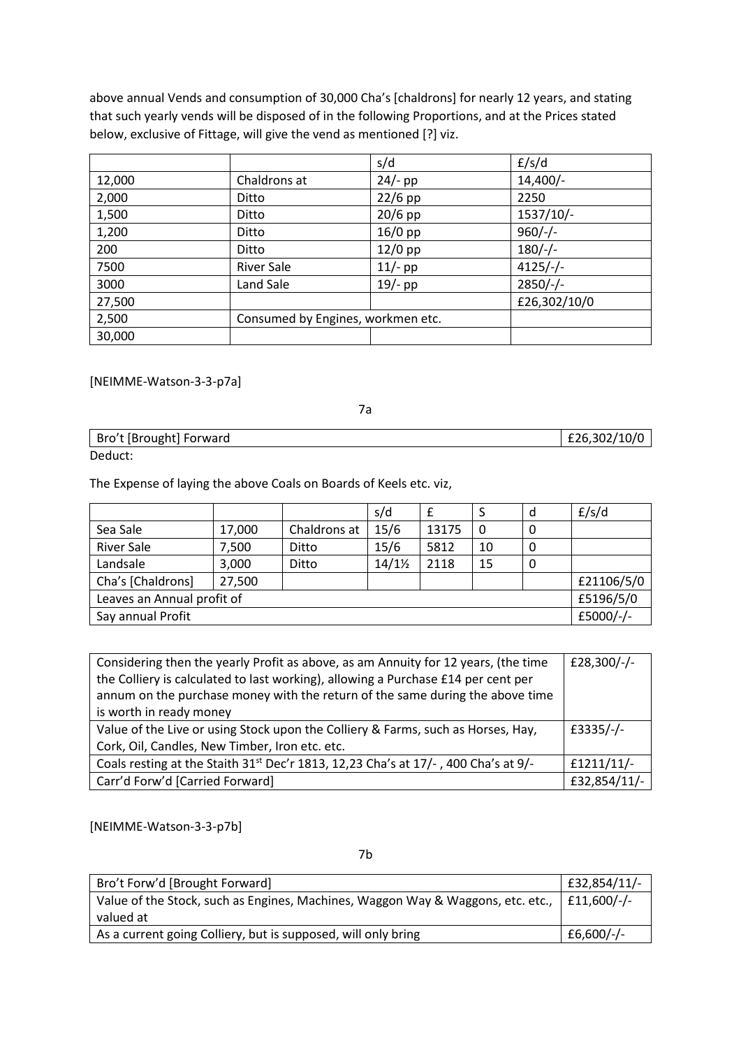above annual Vends and consumption of 30,000 Cha's [chaldrons] for nearly 12 years, and stating that such yearly vends will be disposed of in the following Proportions, and at the Prices stated below, exclusive of Fittage, will give the vend as mentioned [?] viz.

| | | s/d | £/s/d |
|---|---|---|---|
| 12,000 | Chaldrons at | 24/- pp | 14,400/- |
| 2,000 | Ditto | 22/6 pp | 2250 |
| 1,500 | Ditto | 20/6 pp | 1537/10/- |
| 1,200 | Ditto | 16/0 pp | 960/-/- |
| 200 | Ditto | 12/0 pp | 180/-/- |
| 7500 | River Sale | 11/- pp | 4125/-/- |
| 3000 | Land Sale | 19/- pp | 2850/-/- |
| 27,500 | | | £26,302/10/0 |
| 2,500 | Consumed by Engines, workmen etc. | | |
| 30,000 | | | |

[NEIMME-Watson-3-3-p7a]

7a

| Bro't [Brought] Forward | £26,302/10/0 |
|---|---|

Deduct:

The Expense of laying the above Coals on Boards of Keels etc. viz,

| | | | s/d | £ | S | d | £/s/d |
|---|---|---|---|---|---|---|---|
| Sea Sale | 17,000 | Chaldrons at | 15/6 | 13175 | 0 | 0 | |
| River Sale | 7,500 | Ditto | 15/6 | 5812 | 10 | 0 | |
| Landsale | 3,000 | Ditto | 14/1½ | 2118 | 15 | 0 | |
| Cha's [Chaldrons] | 27,500 | | | | | | £21106/5/0 |
| Leaves an Annual profit of | | | | | | | £5196/5/0 |
| Say annual Profit | | | | | | | £5000/-/- |

| | |
|---|---|
| Considering then the yearly Profit as above, as am Annuity for 12 years, (the time the Colliery is calculated to last working), allowing a Purchase £14 per cent per annum on the purchase money with the return of the same during the above time is worth in ready money | £28,300/-/- |
| Value of the Live or using Stock upon the Colliery & Farms, such as Horses, Hay, Cork, Oil, Candles, New Timber, Iron etc. etc. | £3335/-/- |
| Coals resting at the Staith 31st Dec'r 1813, 12,23 Cha's at 17/- , 400 Cha's at 9/- | £1211/11/- |
| Carr'd Forw'd [Carried Forward] | £32,854/11/- |

[NEIMME-Watson-3-3-p7b]

7b

| | |
|---|---|
| Bro't Forw'd [Brought Forward] | £32,854/11/- |
| Value of the Stock, such as Engines, Machines, Waggon Way & Waggons, etc. etc., valued at | £11,600/-/- |
| As a current going Colliery, but is supposed, will only bring | £6,600/-/- |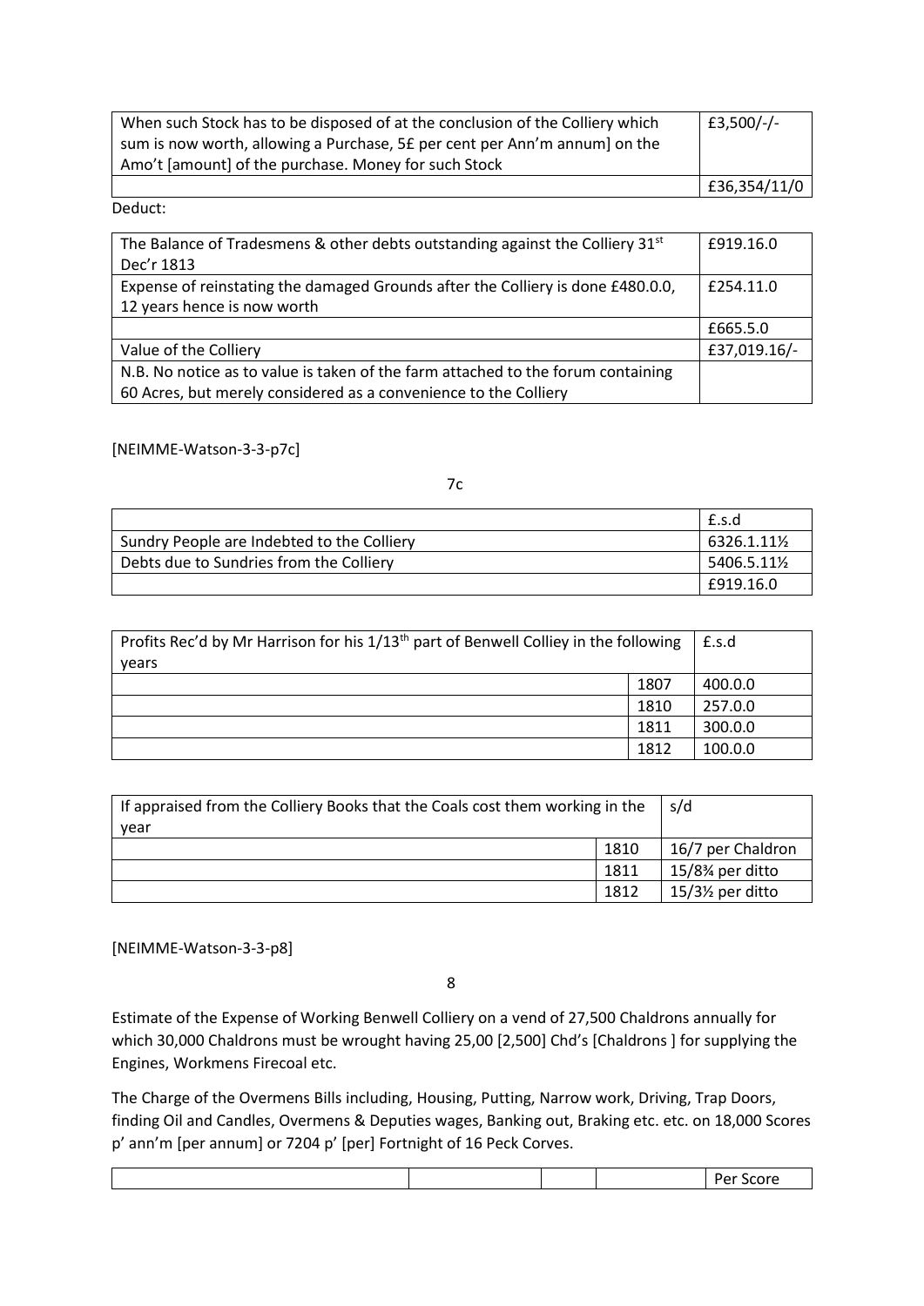| When such Stock has to be disposed of at the conclusion of the Colliery which sum is now worth, allowing a Purchase, 5£ per cent per Ann'm annum] on the Amo't [amount] of the purchase. Money for such Stock | £3,500/-/- |
|---|---|
| | £36,354/11/0 |

Deduct:

| The Balance of Tradesmens & other debts outstanding against the Colliery 31st Dec'r 1813 | £919.16.0 |
|---|---|
| Expense of reinstating the damaged Grounds after the Colliery is done £480.0.0, 12 years hence is now worth | £254.11.0 |
| | £665.5.0 |
| Value of the Colliery | £37,019.16/- |
| N.B. No notice as to value is taken of the farm attached to the forum containing 60 Acres, but merely considered as a convenience to the Colliery | |

[NEIMME-Watson-3-3-p7c]

7c

| | £.s.d |
|---|---|
| Sundry People are Indebted to the Colliery | 6326.1.11½ |
| Debts due to Sundries from the Colliery | 5406.5.11½ |
| | £919.16.0 |

| Profits Rec'd by Mr Harrison for his 1/13th part of Benwell Colliey in the following years | | £.s.d |
|---|---|---|
| | 1807 | 400.0.0 |
| | 1810 | 257.0.0 |
| | 1811 | 300.0.0 |
| | 1812 | 100.0.0 |

| If appraised from the Colliery Books that the Coals cost them working in the year | | s/d |
|---|---|---|
| | 1810 | 16/7 per Chaldron |
| | 1811 | 15/8¾ per ditto |
| | 1812 | 15/3½ per ditto |

[NEIMME-Watson-3-3-p8]

8

Estimate of the Expense of Working Benwell Colliery on a vend of 27,500 Chaldrons annually for which 30,000 Chaldrons must be wrought having 25,00 [2,500] Chd's [Chaldrons ] for supplying the Engines, Workmens Firecoal etc.

The Charge of the Overmens Bills including, Housing, Putting, Narrow work, Driving, Trap Doors, finding Oil and Candles, Overmens & Deputies wages, Banking out, Braking etc. etc. on 18,000 Scores p' ann'm [per annum] or 7204 p' [per] Fortnight of 16 Peck Corves.

| | | | | Per Score |
|---|---|---|---|---|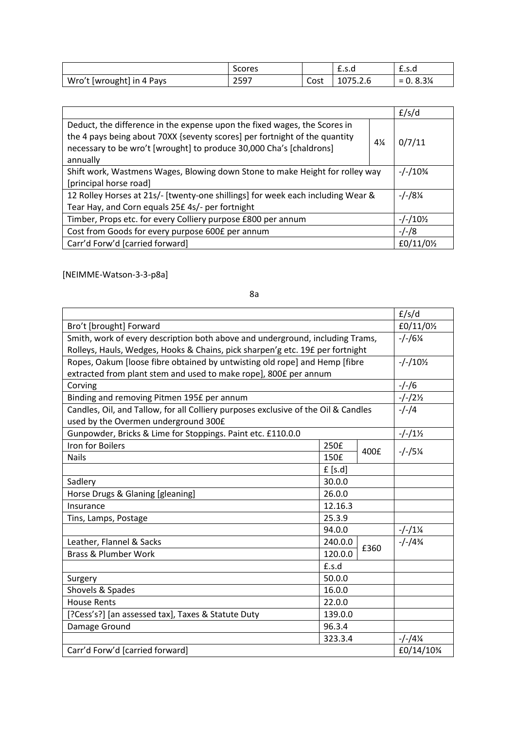| | Scores | | £.s.d | £.s.d |
|---|---|---|---|---|
| Wro't [wrought] in 4 Pays | 2597 | Cost | 1075.2.6 | = 0. 8.3¾ |

| | | £/s/d |
|---|---|---|
| Deduct, the difference in the expense upon the fixed wages, the Scores in the 4 pays being about 70XX {seventy scores] per fortnight of the quantity necessary to be wro't [wrought] to produce 30,000 Cha's [chaldrons] annually | 4¼ | 0/7/11 |
| Shift work, Wastmens Wages, Blowing down Stone to make Height for rolley way [principal horse road] | | -/-/10¾ |
| 12 Rolley Horses at 21s/- [twenty-one shillings] for week each including Wear & Tear Hay, and Corn equals 25£ 4s/- per fortnight | | -/-/8¼ |
| Timber, Props etc. for every Colliery purpose £800 per annum | | -/-/10½ |
| Cost from Goods for every purpose 600£ per annum | | -/-/8 |
| Carr'd Forw'd [carried forward] | | £0/11/0½ |

[NEIMME-Watson-3-3-p8a]

8a

| | | | £/s/d |
|---|---|---|---|
| Bro't [brought] Forward | | | £0/11/0½ |
| Smith, work of every description both above and underground, including Trams, Rolleys, Hauls, Wedges, Hooks & Chains, pick sharpen'g etc. 19£ per fortnight | | | -/-/6¼ |
| Ropes, Oakum [loose fibre obtained by untwisting old rope] and Hemp [fibre extracted from plant stem and used to make rope], 800£ per annum | | | -/-/10½ |
| Corving | | | -/-/6 |
| Binding and removing Pitmen 195£ per annum | | | -/-/2½ |
| Candles, Oil, and Tallow, for all Colliery purposes exclusive of the Oil & Candles used by the Overmen underground 300£ | | | -/-/4 |
| Gunpowder, Bricks & Lime for Stoppings. Paint etc. £110.0.0 | | | -/-/1½ |
| Iron for Boilers | 250£ | 400£ | -/-/5¼ |
| Nails | 150£ | | |
| | £ [s.d] | | |
| Sadlery | 30.0.0 | | |
| Horse Drugs & Glaning [gleaning] | 26.0.0 | | |
| Insurance | 12.16.3 | | |
| Tins, Lamps, Postage | 25.3.9 | | |
| | 94.0.0 | | -/-/1¼ |
| Leather, Flannel & Sacks | 240.0.0 | £360 | -/-/4¾ |
| Brass & Plumber Work | 120.0.0 | | |
| | £.s.d | | |
| Surgery | 50.0.0 | | |
| Shovels & Spades | 16.0.0 | | |
| House Rents | 22.0.0 | | |
| [?Cess's?] [an assessed tax], Taxes & Statute Duty | 139.0.0 | | |
| Damage Ground | 96.3.4 | | |
| | 323.3.4 | | -/-/4¼ |
| Carr'd Forw'd [carried forward] | | | £0/14/10¾ |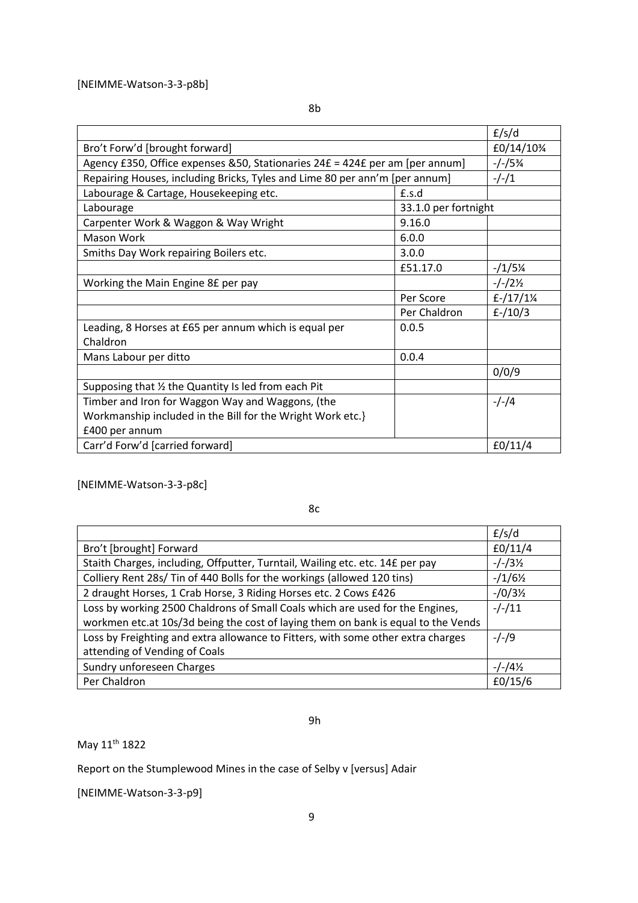[NEIMME-Watson-3-3-p8b]

8b

| | | £/s/d |
|---|---|---|
| Bro't Forw'd [brought forward] | | £0/14/10¾ |
| Agency £350, Office expenses &50, Stationaries 24£ = 424£ per am [per annum] | | -/-/5¾ |
| Repairing Houses, including Bricks, Tyles and Lime 80 per ann'm [per annum] | | -/-/1 |
| Labourage & Cartage, Housekeeping etc. | £.s.d | |
| Labourage | 33.1.0 per fortnight | |
| Carpenter Work & Waggon & Way Wright | 9.16.0 | |
| Mason Work | 6.0.0 | |
| Smiths Day Work repairing Boilers etc. | 3.0.0 | |
| | £51.17.0 | -/1/5¼ |
| Working the Main Engine 8£ per pay | | -/-/2½ |
| | Per Score | £-/17/1¼ |
| | Per Chaldron | £-/10/3 |
| Leading, 8 Horses at £65 per annum which is equal per Chaldron | 0.0.5 | |
| Mans Labour per ditto | 0.0.4 | |
| | | 0/0/9 |
| Supposing that ½ the Quantity Is led from each Pit | | |
| Timber and Iron for Waggon Way and Waggons, (the Workmanship included in the Bill for the Wright Work etc.} £400 per annum | | -/-/4 |
| Carr'd Forw'd [carried forward] | | £0/11/4 |

[NEIMME-Watson-3-3-p8c]

8c

| | £/s/d |
|---|---|
| Bro't [brought] Forward | £0/11/4 |
| Staith Charges, including, Offputter, Turntail, Wailing etc. etc. 14£ per pay | -/-/3½ |
| Colliery Rent 28s/ Tin of 440 Bolls for the workings (allowed 120 tins) | -/1/6½ |
| 2 draught Horses, 1 Crab Horse, 3 Riding Horses etc. 2 Cows £426 | -/0/3½ |
| Loss by working 2500 Chaldrons of Small Coals which are used for the Engines, workmen etc.at 10s/3d being the cost of laying them on bank is equal to the Vends | -/-/11 |
| Loss by Freighting and extra allowance to Fitters, with some other extra charges attending of Vending of Coals | -/-/9 |
| Sundry unforeseen Charges | -/-/4½ |
| Per Chaldron | £0/15/6 |

9h

May 11th 1822

Report on the Stumplewood Mines in the case of Selby v [versus] Adair

[NEIMME-Watson-3-3-p9]

9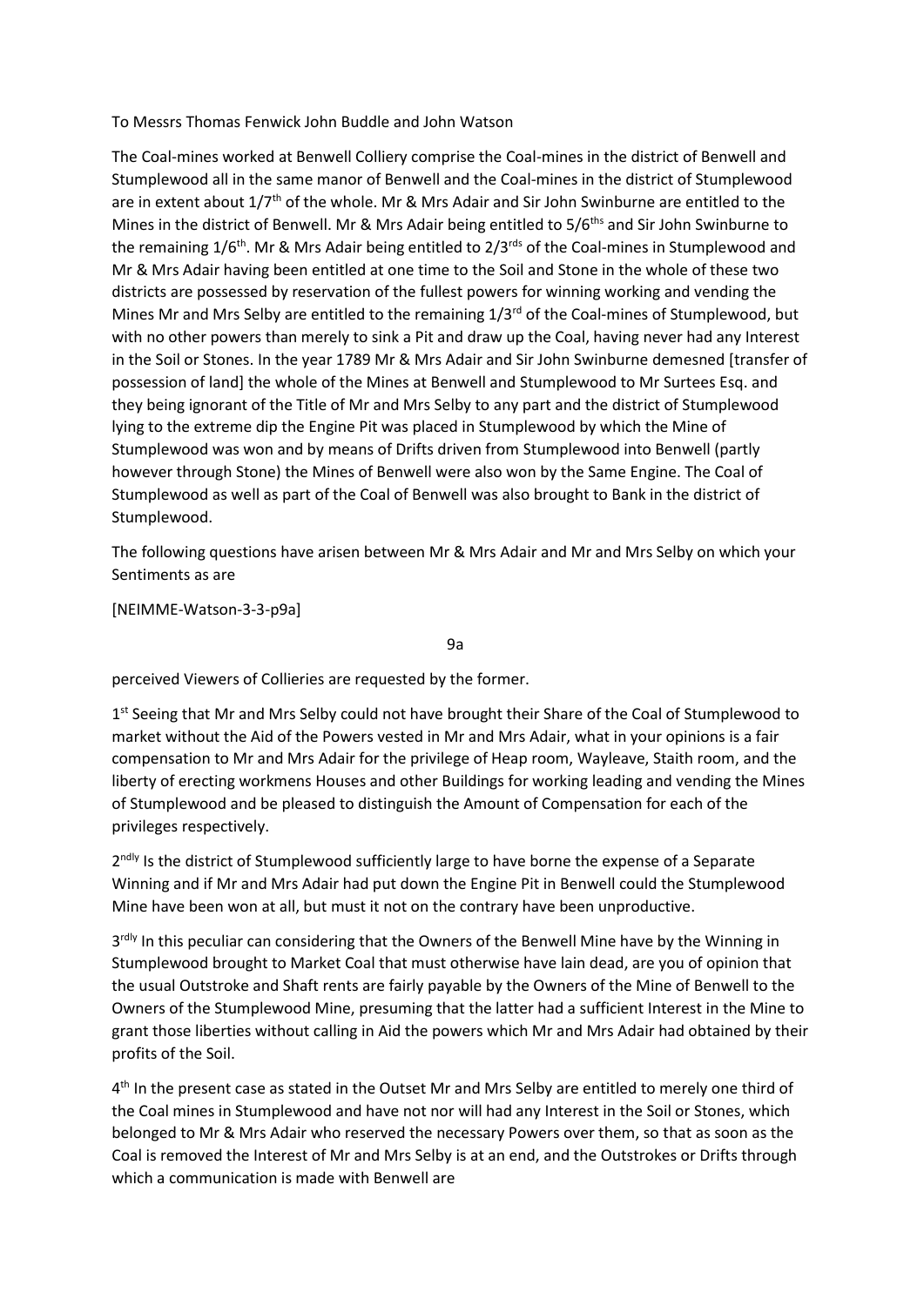To Messrs Thomas Fenwick John Buddle and John Watson

The Coal-mines worked at Benwell Colliery comprise the Coal-mines in the district of Benwell and Stumplewood all in the same manor of Benwell and the Coal-mines in the district of Stumplewood are in extent about 1/7th of the whole. Mr & Mrs Adair and Sir John Swinburne are entitled to the Mines in the district of Benwell. Mr & Mrs Adair being entitled to 5/6ths and Sir John Swinburne to the remaining 1/6th. Mr & Mrs Adair being entitled to 2/3rds of the Coal-mines in Stumplewood and Mr & Mrs Adair having been entitled at one time to the Soil and Stone in the whole of these two districts are possessed by reservation of the fullest powers for winning working and vending the Mines Mr and Mrs Selby are entitled to the remaining 1/3rd of the Coal-mines of Stumplewood, but with no other powers than merely to sink a Pit and draw up the Coal, having never had any Interest in the Soil or Stones. In the year 1789 Mr & Mrs Adair and Sir John Swinburne demesned [transfer of possession of land] the whole of the Mines at Benwell and Stumplewood to Mr Surtees Esq. and they being ignorant of the Title of Mr and Mrs Selby to any part and the district of Stumplewood lying to the extreme dip the Engine Pit was placed in Stumplewood by which the Mine of Stumplewood was won and by means of Drifts driven from Stumplewood into Benwell (partly however through Stone) the Mines of Benwell were also won by the Same Engine. The Coal of Stumplewood as well as part of the Coal of Benwell was also brought to Bank in the district of Stumplewood.

The following questions have arisen between Mr & Mrs Adair and Mr and Mrs Selby on which your Sentiments as are

[NEIMME-Watson-3-3-p9a]

9a

perceived Viewers of Collieries are requested by the former.

1st Seeing that Mr and Mrs Selby could not have brought their Share of the Coal of Stumplewood to market without the Aid of the Powers vested in Mr and Mrs Adair, what in your opinions is a fair compensation to Mr and Mrs Adair for the privilege of Heap room, Wayleave, Staith room, and the liberty of erecting workmens Houses and other Buildings for working leading and vending the Mines of Stumplewood and be pleased to distinguish the Amount of Compensation for each of the privileges respectively.

2ndly Is the district of Stumplewood sufficiently large to have borne the expense of a Separate Winning and if Mr and Mrs Adair had put down the Engine Pit in Benwell could the Stumplewood Mine have been won at all, but must it not on the contrary have been unproductive.

3rdly In this peculiar can considering that the Owners of the Benwell Mine have by the Winning in Stumplewood brought to Market Coal that must otherwise have lain dead, are you of opinion that the usual Outstroke and Shaft rents are fairly payable by the Owners of the Mine of Benwell to the Owners of the Stumplewood Mine, presuming that the latter had a sufficient Interest in the Mine to grant those liberties without calling in Aid the powers which Mr and Mrs Adair had obtained by their profits of the Soil.

4th In the present case as stated in the Outset Mr and Mrs Selby are entitled to merely one third of the Coal mines in Stumplewood and have not nor will had any Interest in the Soil or Stones, which belonged to Mr & Mrs Adair who reserved the necessary Powers over them, so that as soon as the Coal is removed the Interest of Mr and Mrs Selby is at an end, and the Outstrokes or Drifts through which a communication is made with Benwell are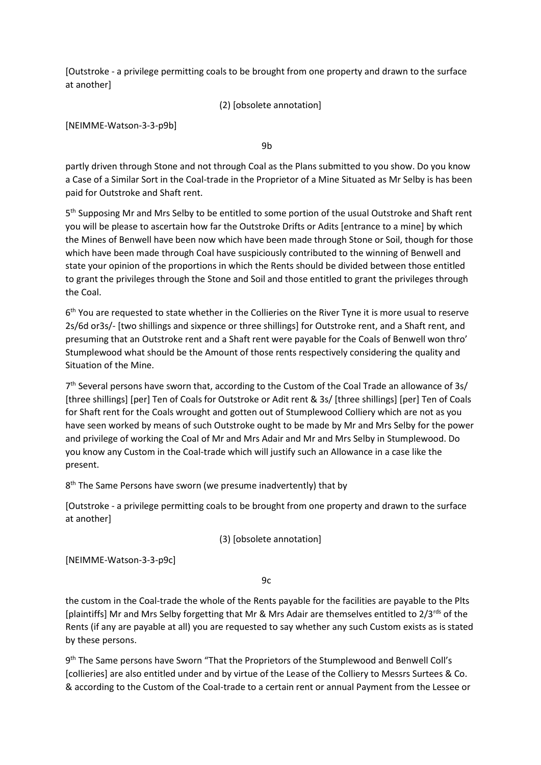[Outstroke - a privilege permitting coals to be brought from one property and drawn to the surface at another]

(2) [obsolete annotation]

[NEIMME-Watson-3-3-p9b]

9b

partly driven through Stone and not through Coal as the Plans submitted to you show. Do you know a Case of a Similar Sort in the Coal-trade in the Proprietor of a Mine Situated as Mr Selby is has been paid for Outstroke and Shaft rent.

5th Supposing Mr and Mrs Selby to be entitled to some portion of the usual Outstroke and Shaft rent you will be please to ascertain how far the Outstroke Drifts or Adits [entrance to a mine] by which the Mines of Benwell have been now which have been made through Stone or Soil, though for those which have been made through Coal have suspiciously contributed to the winning of Benwell and state your opinion of the proportions in which the Rents should be divided between those entitled to grant the privileges through the Stone and Soil and those entitled to grant the privileges through the Coal.

6th You are requested to state whether in the Collieries on the River Tyne it is more usual to reserve 2s/6d or3s/- [two shillings and sixpence or three shillings] for Outstroke rent, and a Shaft rent, and presuming that an Outstroke rent and a Shaft rent were payable for the Coals of Benwell won thro' Stumplewood what should be the Amount of those rents respectively considering the quality and Situation of the Mine.

7th Several persons have sworn that, according to the Custom of the Coal Trade an allowance of 3s/ [three shillings] [per] Ten of Coals for Outstroke or Adit rent & 3s/ [three shillings] [per] Ten of Coals for Shaft rent for the Coals wrought and gotten out of Stumplewood Colliery which are not as you have seen worked by means of such Outstroke ought to be made by Mr and Mrs Selby for the power and privilege of working the Coal of Mr and Mrs Adair and Mr and Mrs Selby in Stumplewood. Do you know any Custom in the Coal-trade which will justify such an Allowance in a case like the present.

8th The Same Persons have sworn (we presume inadvertently) that by

[Outstroke - a privilege permitting coals to be brought from one property and drawn to the surface at another]

(3) [obsolete annotation]

[NEIMME-Watson-3-3-p9c]

9c

the custom in the Coal-trade the whole of the Rents payable for the facilities are payable to the Plts [plaintiffs] Mr and Mrs Selby forgetting that Mr & Mrs Adair are themselves entitled to 2/3rds of the Rents (if any are payable at all) you are requested to say whether any such Custom exists as is stated by these persons.

9th The Same persons have Sworn "That the Proprietors of the Stumplewood and Benwell Coll's [collieries] are also entitled under and by virtue of the Lease of the Colliery to Messrs Surtees & Co. & according to the Custom of the Coal-trade to a certain rent or annual Payment from the Lessee or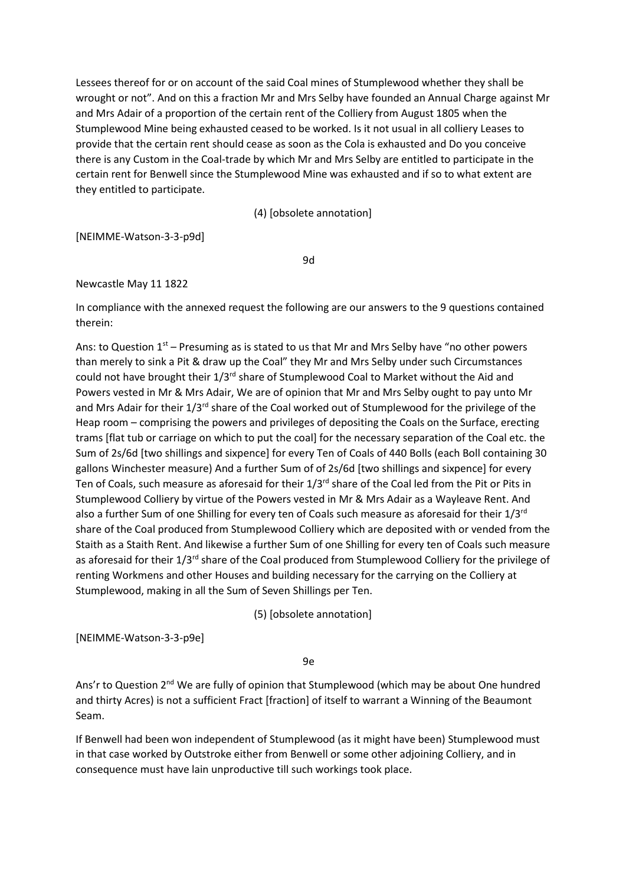Lessees thereof for or on account of the said Coal mines of Stumplewood whether they shall be wrought or not". And on this a fraction Mr and Mrs Selby have founded an Annual Charge against Mr and Mrs Adair of a proportion of the certain rent of the Colliery from August 1805 when the Stumplewood Mine being exhausted ceased to be worked. Is it not usual in all colliery Leases to provide that the certain rent should cease as soon as the Cola is exhausted and Do you conceive there is any Custom in the Coal-trade by which Mr and Mrs Selby are entitled to participate in the certain rent for Benwell since the Stumplewood Mine was exhausted and if so to what extent are they entitled to participate.

(4) [obsolete annotation]

[NEIMME-Watson-3-3-p9d]

9d

Newcastle May 11 1822

In compliance with the annexed request the following are our answers to the 9 questions contained therein:

Ans: to Question 1st – Presuming as is stated to us that Mr and Mrs Selby have "no other powers than merely to sink a Pit & draw up the Coal" they Mr and Mrs Selby under such Circumstances could not have brought their 1/3rd share of Stumplewood Coal to Market without the Aid and Powers vested in Mr & Mrs Adair, We are of opinion that Mr and Mrs Selby ought to pay unto Mr and Mrs Adair for their 1/3rd share of the Coal worked out of Stumplewood for the privilege of the Heap room – comprising the powers and privileges of depositing the Coals on the Surface, erecting trams [flat tub or carriage on which to put the coal] for the necessary separation of the Coal etc. the Sum of 2s/6d [two shillings and sixpence] for every Ten of Coals of 440 Bolls (each Boll containing 30 gallons Winchester measure) And a further Sum of of 2s/6d [two shillings and sixpence] for every Ten of Coals, such measure as aforesaid for their 1/3rd share of the Coal led from the Pit or Pits in Stumplewood Colliery by virtue of the Powers vested in Mr & Mrs Adair as a Wayleave Rent. And also a further Sum of one Shilling for every ten of Coals such measure as aforesaid for their 1/3rd share of the Coal produced from Stumplewood Colliery which are deposited with or vended from the Staith as a Staith Rent. And likewise a further Sum of one Shilling for every ten of Coals such measure as aforesaid for their 1/3rd share of the Coal produced from Stumplewood Colliery for the privilege of renting Workmens and other Houses and building necessary for the carrying on the Colliery at Stumplewood, making in all the Sum of Seven Shillings per Ten.

(5) [obsolete annotation]

[NEIMME-Watson-3-3-p9e]

9e

Ans'r to Question 2nd We are fully of opinion that Stumplewood (which may be about One hundred and thirty Acres) is not a sufficient Fract [fraction] of itself to warrant a Winning of the Beaumont Seam.

If Benwell had been won independent of Stumplewood (as it might have been) Stumplewood must in that case worked by Outstroke either from Benwell or some other adjoining Colliery, and in consequence must have lain unproductive till such workings took place.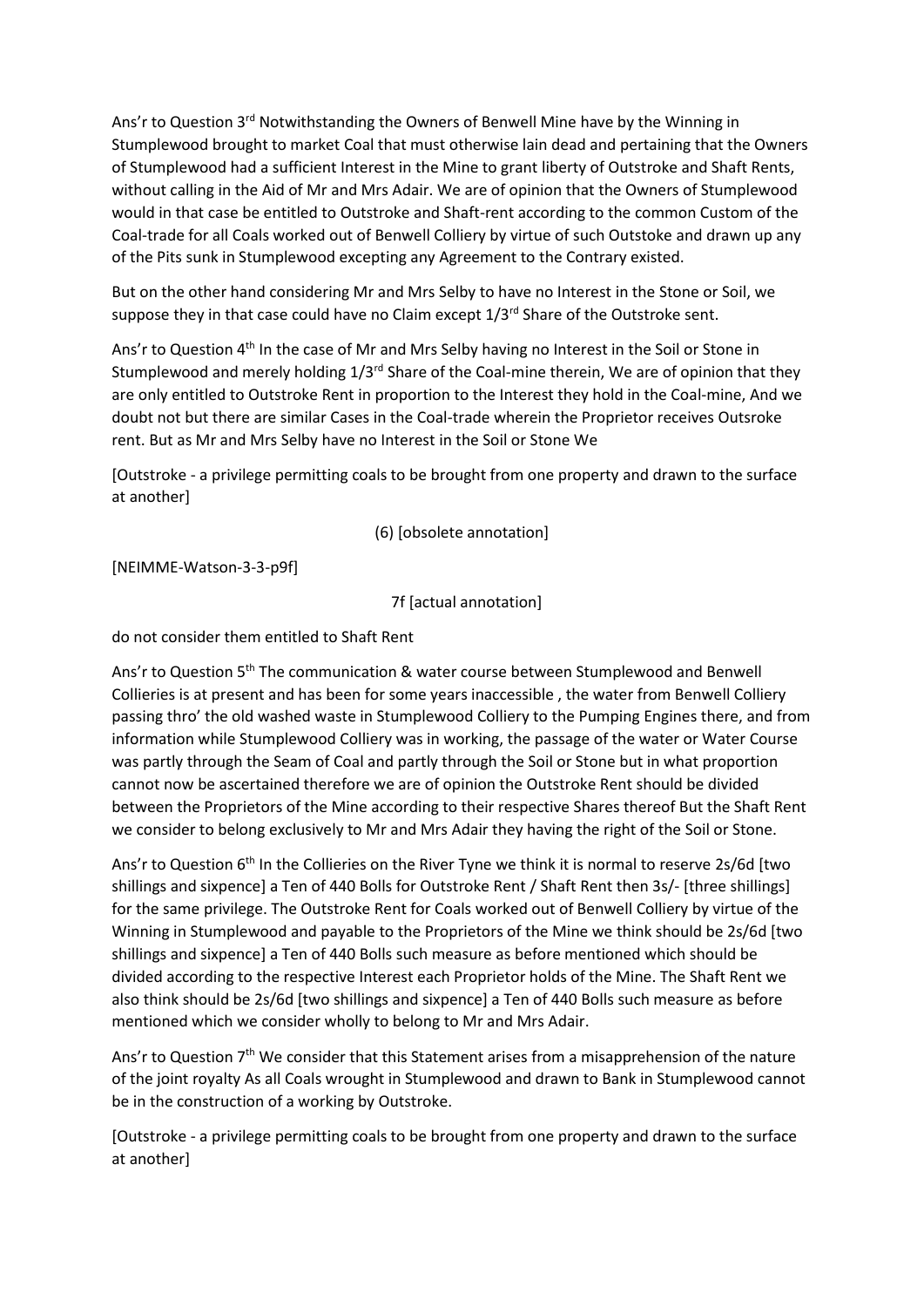Ans’r to Question 3[rd] Notwithstanding the Owners of Benwell Mine have by the Winning in Stumplewood brought to market Coal that must otherwise lain dead and pertaining that the Owners of Stumplewood had a sufficient Interest in the Mine to grant liberty of Outstroke and Shaft Rents, without calling in the Aid of Mr and Mrs Adair. We are of opinion that the Owners of Stumplewood would in that case be entitled to Outstroke and Shaft-rent according to the common Custom of the Coal-trade for all Coals worked out of Benwell Colliery by virtue of such Outstoke and drawn up any of the Pits sunk in Stumplewood excepting any Agreement to the Contrary existed.

But on the other hand considering Mr and Mrs Selby to have no Interest in the Stone or Soil, we suppose they in that case could have no Claim except 1/3[rd] Share of the Outstroke sent.

Ans’r to Question 4[th] In the case of Mr and Mrs Selby having no Interest in the Soil or Stone in Stumplewood and merely holding 1/3[rd] Share of the Coal-mine therein, We are of opinion that they are only entitled to Outstroke Rent in proportion to the Interest they hold in the Coal-mine, And we doubt not but there are similar Cases in the Coal-trade wherein the Proprietor receives Outsroke rent. But as Mr and Mrs Selby have no Interest in the Soil or Stone We

[Outstroke - a privilege permitting coals to be brought from one property and drawn to the surface at another]

(6) [obsolete annotation]

[NEIMME-Watson-3-3-p9f]

7f [actual annotation]

do not consider them entitled to Shaft Rent

Ans’r to Question 5[th] The communication & water course between Stumplewood and Benwell Collieries is at present and has been for some years inaccessible , the water from Benwell Colliery passing thro’ the old washed waste in Stumplewood Colliery to the Pumping Engines there, and from information while Stumplewood Colliery was in working, the passage of the water or Water Course was partly through the Seam of Coal and partly through the Soil or Stone but in what proportion cannot now be ascertained therefore we are of opinion the Outstroke Rent should be divided between the Proprietors of the Mine according to their respective Shares thereof But the Shaft Rent we consider to belong exclusively to Mr and Mrs Adair they having the right of the Soil or Stone.

Ans’r to Question 6[th] In the Collieries on the River Tyne we think it is normal to reserve 2s/6d [two shillings and sixpence] a Ten of 440 Bolls for Outstroke Rent / Shaft Rent then 3s/- [three shillings] for the same privilege. The Outstroke Rent for Coals worked out of Benwell Colliery by virtue of the Winning in Stumplewood and payable to the Proprietors of the Mine we think should be 2s/6d [two shillings and sixpence] a Ten of 440 Bolls such measure as before mentioned which should be divided according to the respective Interest each Proprietor holds of the Mine. The Shaft Rent we also think should be 2s/6d [two shillings and sixpence] a Ten of 440 Bolls such measure as before mentioned which we consider wholly to belong to Mr and Mrs Adair.

Ans’r to Question 7[th] We consider that this Statement arises from a misapprehension of the nature of the joint royalty As all Coals wrought in Stumplewood and drawn to Bank in Stumplewood cannot be in the construction of a working by Outstroke.

[Outstroke - a privilege permitting coals to be brought from one property and drawn to the surface at another]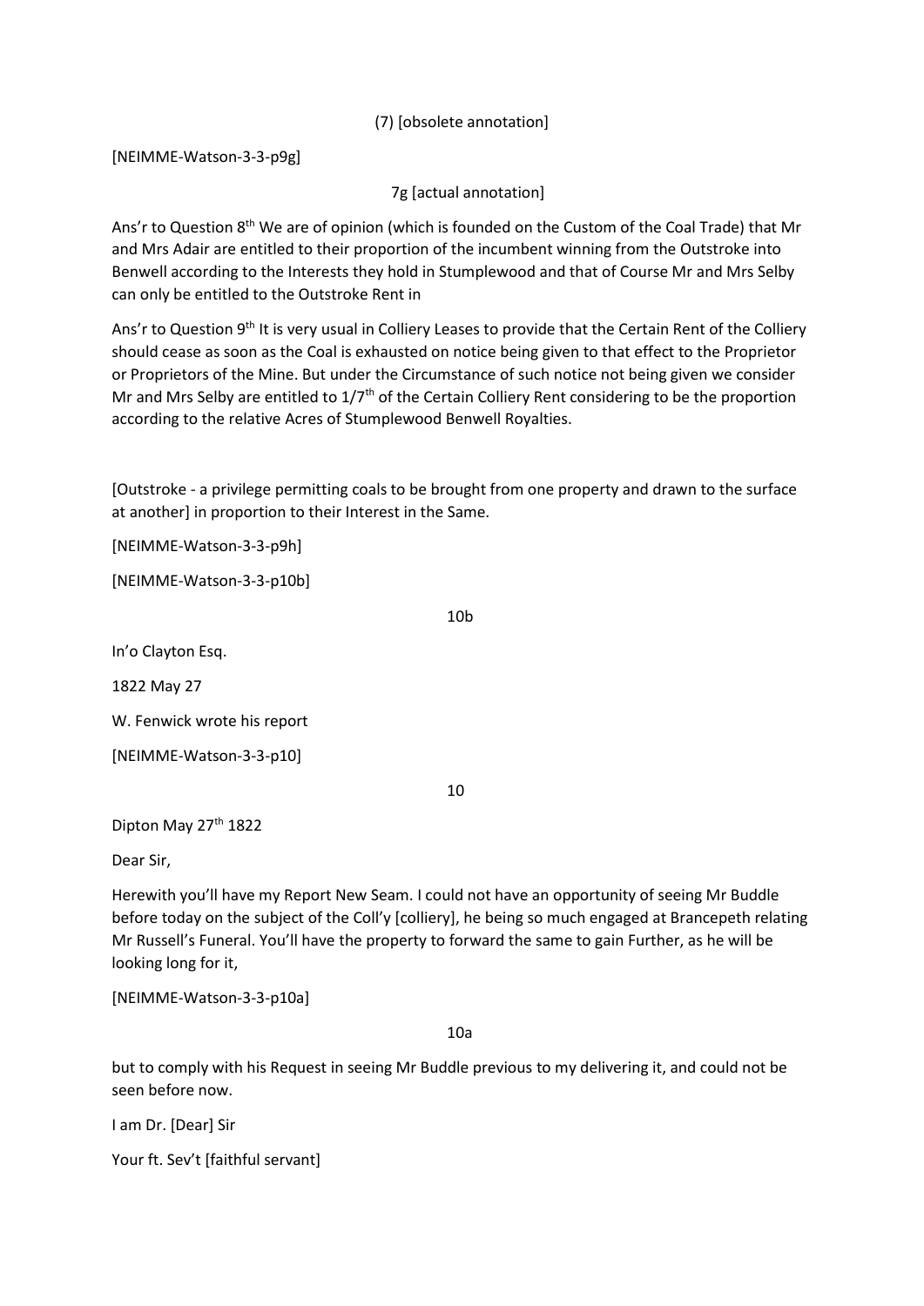(7) [obsolete annotation]

[NEIMME-Watson-3-3-p9g]

7g [actual annotation]

Ans'r to Question 8th We are of opinion (which is founded on the Custom of the Coal Trade) that Mr and Mrs Adair are entitled to their proportion of the incumbent winning from the Outstroke into Benwell according to the Interests they hold in Stumplewood and that of Course Mr and Mrs Selby can only be entitled to the Outstroke Rent in

Ans'r to Question 9th It is very usual in Colliery Leases to provide that the Certain Rent of the Colliery should cease as soon as the Coal is exhausted on notice being given to that effect to the Proprietor or Proprietors of the Mine. But under the Circumstance of such notice not being given we consider Mr and Mrs Selby are entitled to 1/7th of the Certain Colliery Rent considering to be the proportion according to the relative Acres of Stumplewood Benwell Royalties.

[Outstroke - a privilege permitting coals to be brought from one property and drawn to the surface at another] in proportion to their Interest in the Same.

[NEIMME-Watson-3-3-p9h]

[NEIMME-Watson-3-3-p10b]

10b

In'o Clayton Esq.

1822 May 27

W. Fenwick wrote his report

[NEIMME-Watson-3-3-p10]

10

Dipton May 27th 1822

Dear Sir,

Herewith you'll have my Report New Seam. I could not have an opportunity of seeing Mr Buddle before today on the subject of the Coll'y [colliery], he being so much engaged at Brancepeth relating Mr Russell's Funeral. You'll have the property to forward the same to gain Further, as he will be looking long for it,

[NEIMME-Watson-3-3-p10a]

10a

but to comply with his Request in seeing Mr Buddle previous to my delivering it, and could not be seen before now.

I am Dr. [Dear] Sir

Your ft. Sev't [faithful servant]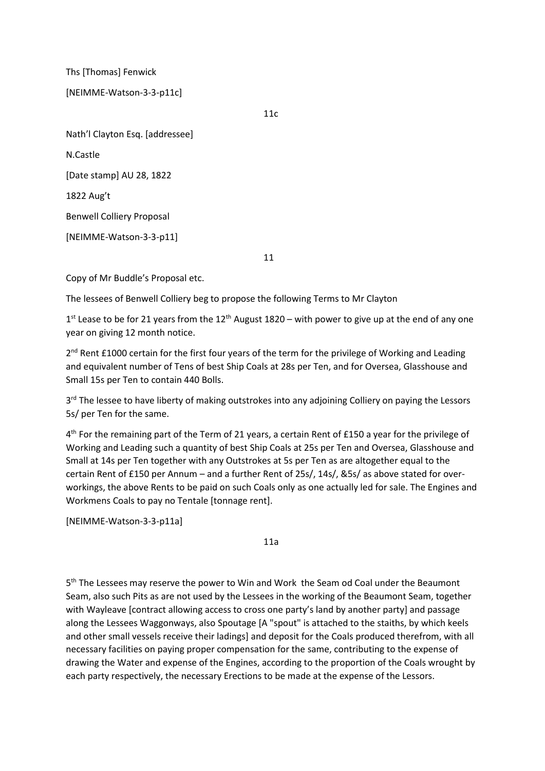Ths [Thomas] Fenwick

[NEIMME-Watson-3-3-p11c]

11c

Nath'l Clayton Esq. [addressee]

N.Castle

[Date stamp] AU 28, 1822

1822 Aug't

Benwell Colliery Proposal

[NEIMME-Watson-3-3-p11]

11

Copy of Mr Buddle's Proposal etc.

The lessees of Benwell Colliery beg to propose the following Terms to Mr Clayton

1st Lease to be for 21 years from the 12th August 1820 – with power to give up at the end of any one year on giving 12 month notice.

2nd Rent £1000 certain for the first four years of the term for the privilege of Working and Leading and equivalent number of Tens of best Ship Coals at 28s per Ten, and for Oversea, Glasshouse and Small 15s per Ten to contain 440 Bolls.

3rd The lessee to have liberty of making outstrokes into any adjoining Colliery on paying the Lessors 5s/ per Ten for the same.

4th For the remaining part of the Term of 21 years, a certain Rent of £150 a year for the privilege of Working and Leading such a quantity of best Ship Coals at 25s per Ten and Oversea, Glasshouse and Small at 14s per Ten together with any Outstrokes at 5s per Ten as are altogether equal to the certain Rent of £150 per Annum – and a further Rent of 25s/, 14s/, &5s/ as above stated for over-workings, the above Rents to be paid on such Coals only as one actually led for sale. The Engines and Workmens Coals to pay no Tentale [tonnage rent].

[NEIMME-Watson-3-3-p11a]

11a

5th The Lessees may reserve the power to Win and Work the Seam od Coal under the Beaumont Seam, also such Pits as are not used by the Lessees in the working of the Beaumont Seam, together with Wayleave [contract allowing access to cross one party's land by another party] and passage along the Lessees Waggonways, also Spoutage [A "spout" is attached to the staiths, by which keels and other small vessels receive their ladings] and deposit for the Coals produced therefrom, with all necessary facilities on paying proper compensation for the same, contributing to the expense of drawing the Water and expense of the Engines, according to the proportion of the Coals wrought by each party respectively, the necessary Erections to be made at the expense of the Lessors.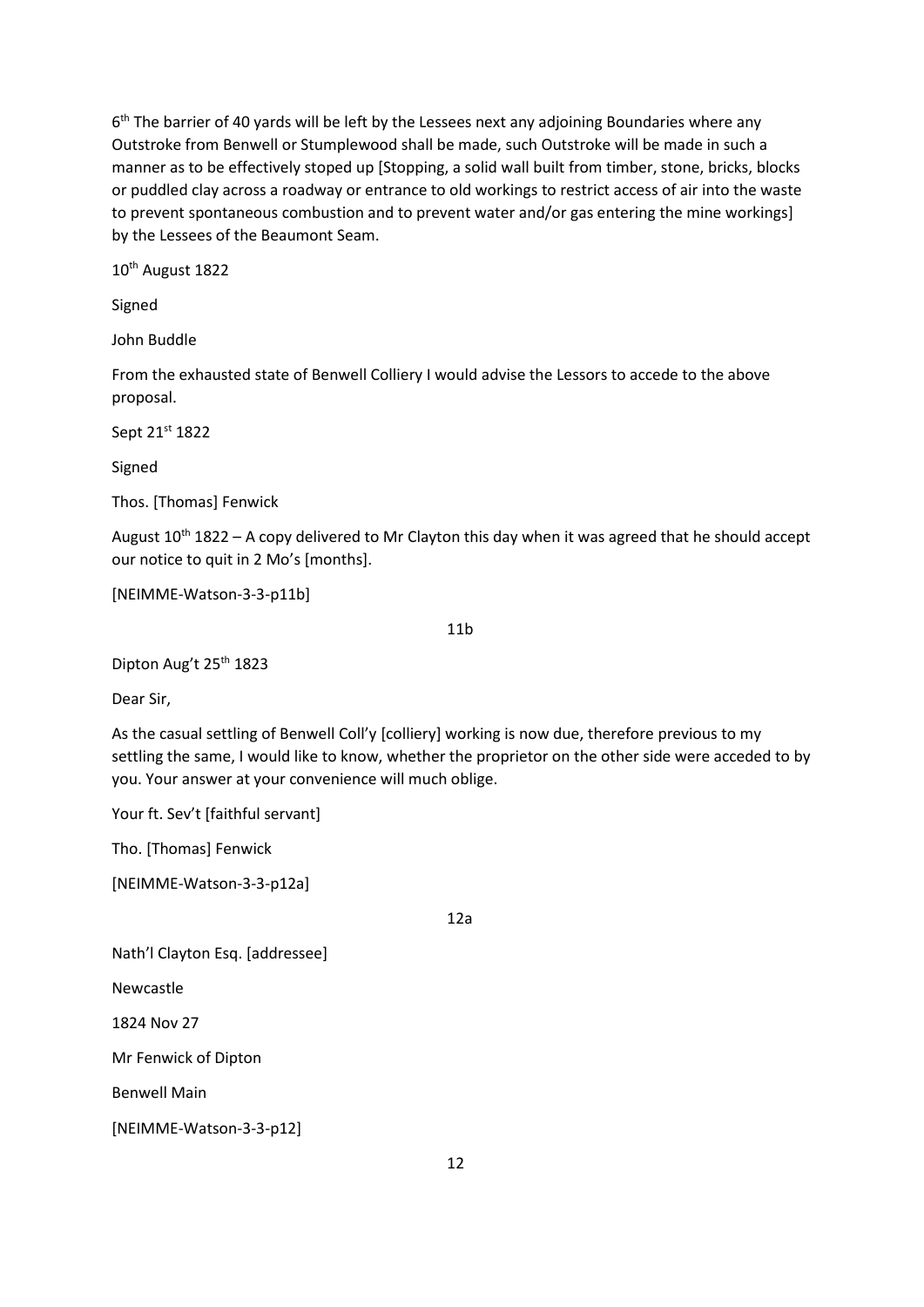6th The barrier of 40 yards will be left by the Lessees next any adjoining Boundaries where any Outstroke from Benwell or Stumplewood shall be made, such Outstroke will be made in such a manner as to be effectively stoped up [Stopping, a solid wall built from timber, stone, bricks, blocks or puddled clay across a roadway or entrance to old workings to restrict access of air into the waste to prevent spontaneous combustion and to prevent water and/or gas entering the mine workings] by the Lessees of the Beaumont Seam.

10th August 1822

Signed

John Buddle

From the exhausted state of Benwell Colliery I would advise the Lessors to accede to the above proposal.

Sept 21st 1822

Signed

Thos. [Thomas] Fenwick

August 10th 1822 – A copy delivered to Mr Clayton this day when it was agreed that he should accept our notice to quit in 2 Mo's [months].

[NEIMME-Watson-3-3-p11b]

11b

Dipton Aug't 25th 1823

Dear Sir,

As the casual settling of Benwell Coll'y [colliery] working is now due, therefore previous to my settling the same, I would like to know, whether the proprietor on the other side were acceded to by you. Your answer at your convenience will much oblige.

Your ft. Sev't [faithful servant]

Tho. [Thomas] Fenwick

[NEIMME-Watson-3-3-p12a]

12a

Nath'l Clayton Esq. [addressee]

Newcastle

1824 Nov 27

Mr Fenwick of Dipton

Benwell Main

[NEIMME-Watson-3-3-p12]

12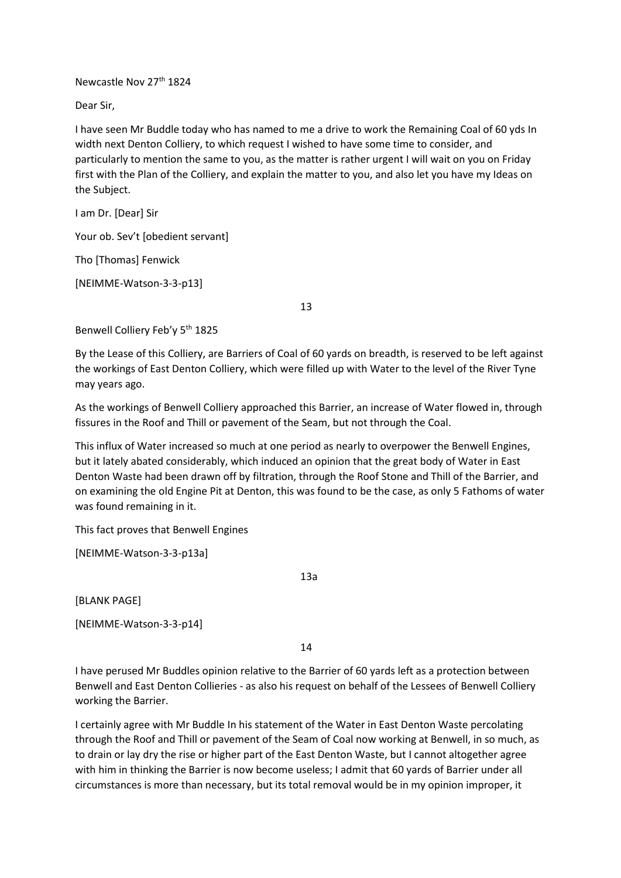Newcastle Nov 27th 1824

Dear Sir,

I have seen Mr Buddle today who has named to me a drive to work the Remaining Coal of 60 yds In width next Denton Colliery, to which request I wished to have some time to consider, and particularly to mention the same to you, as the matter is rather urgent I will wait on you on Friday first with the Plan of the Colliery, and explain the matter to you, and also let you have my Ideas on the Subject.

I am Dr. [Dear] Sir

Your ob. Sev't [obedient servant]

Tho [Thomas] Fenwick

[NEIMME-Watson-3-3-p13]

13

Benwell Colliery Feb'y 5th 1825

By the Lease of this Colliery, are Barriers of Coal of 60 yards on breadth, is reserved to be left against the workings of East Denton Colliery, which were filled up with Water to the level of the River Tyne may years ago.

As the workings of Benwell Colliery approached this Barrier, an increase of Water flowed in, through fissures in the Roof and Thill or pavement of the Seam, but not through the Coal.

This influx of Water increased so much at one period as nearly to overpower the Benwell Engines, but it lately abated considerably, which induced an opinion that the great body of Water in East Denton Waste had been drawn off by filtration, through the Roof Stone and Thill of the Barrier, and on examining the old Engine Pit at Denton, this was found to be the case, as only 5 Fathoms of water was found remaining in it.

This fact proves that Benwell Engines

[NEIMME-Watson-3-3-p13a]

13a

[BLANK PAGE]

[NEIMME-Watson-3-3-p14]

14

I have perused Mr Buddles opinion relative to the Barrier of 60 yards left as a protection between Benwell and East Denton Collieries - as also his request on behalf of the Lessees of Benwell Colliery working the Barrier.

I certainly agree with Mr Buddle In his statement of the Water in East Denton Waste percolating through the Roof and Thill or pavement of the Seam of Coal now working at Benwell, in so much, as to drain or lay dry the rise or higher part of the East Denton Waste, but I cannot altogether agree with him in thinking the Barrier is now become useless; I admit that 60 yards of Barrier under all circumstances is more than necessary, but its total removal would be in my opinion improper, it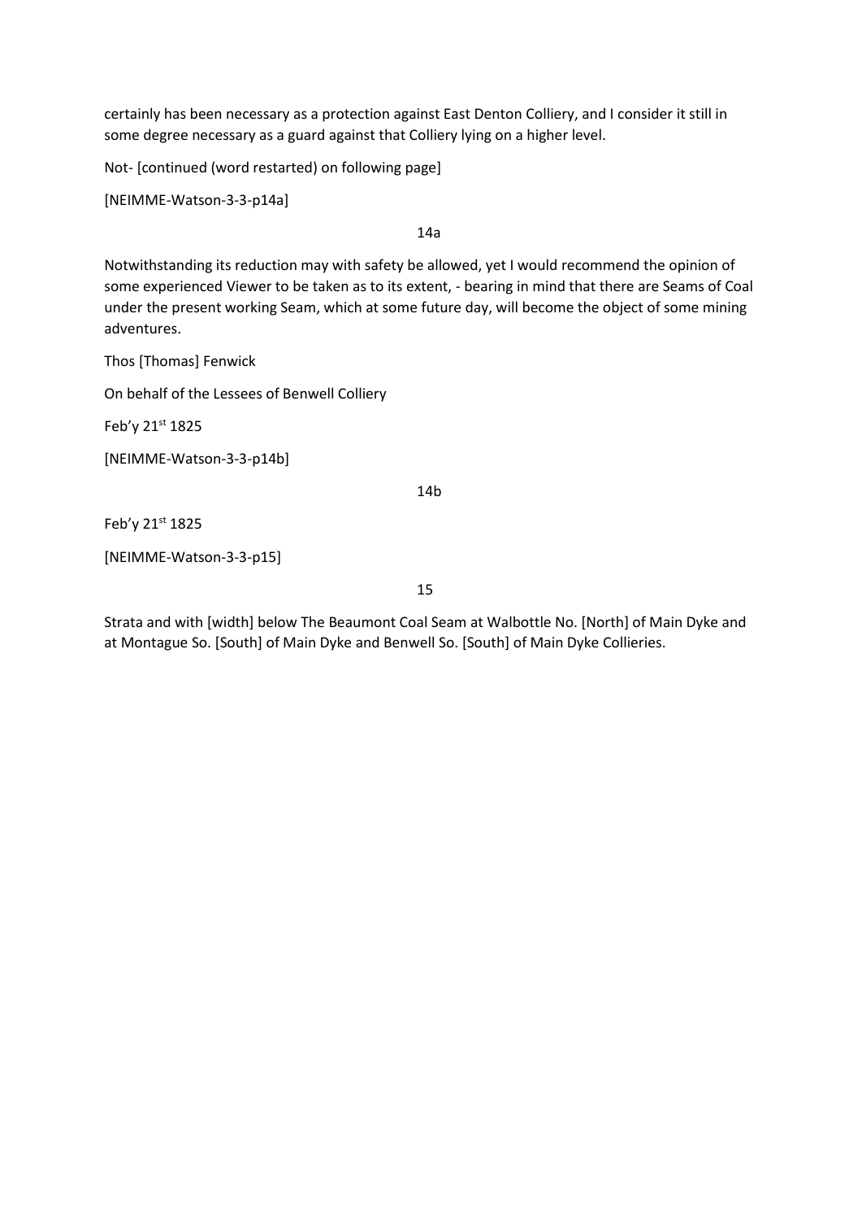certainly has been necessary as a protection against East Denton Colliery, and I consider it still in some degree necessary as a guard against that Colliery lying on a higher level.

Not- [continued (word restarted) on following page]

[NEIMME-Watson-3-3-p14a]

14a

Notwithstanding its reduction may with safety be allowed, yet I would recommend the opinion of some experienced Viewer to be taken as to its extent, - bearing in mind that there are Seams of Coal under the present working Seam, which at some future day, will become the object of some mining adventures.

Thos [Thomas] Fenwick

On behalf of the Lessees of Benwell Colliery

Feb'y 21st 1825

[NEIMME-Watson-3-3-p14b]

14b

Feb'y 21st 1825

[NEIMME-Watson-3-3-p15]

15

Strata and with [width] below The Beaumont Coal Seam at Walbottle No. [North] of Main Dyke and at Montague So. [South] of Main Dyke and Benwell So. [South] of Main Dyke Collieries.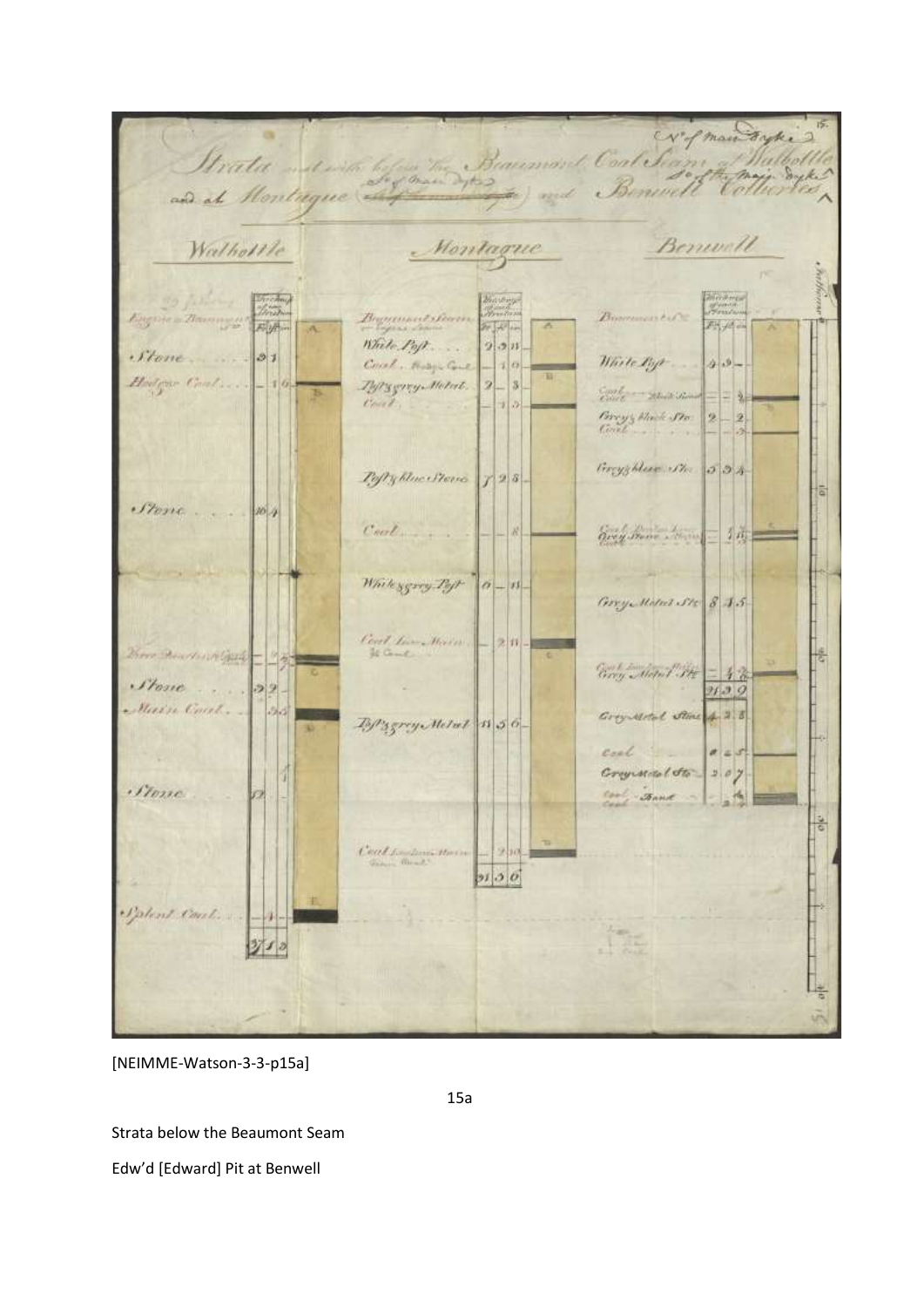N° of main Dyke

Strata met with before the Beaumont Coal Seam at Walbottle
and at Montague S° of main dyke and Benwell Collieries
S° of the Main Dyke

| Walbottle | Fa. ft. in. |
|---|---|
| 29 fathoms Engine a Beaumont | |
| Stone | 2 1 |
| Hodgear Coal | 1 6 |
| Stone | 10 4 |
| Three Quarter Coal | 9½ |
| Stone | 3 2 |
| Main Coal | 3 5 |
| Stone | 12 |
| Splent Coal | 4 |
| | 37 1 2 |

| Montague | Fa. ft. in. |
|---|---|
| Beaumont Seam | |
| White Post | 2 3 11 |
| Coal. Hodges Coal | 1 0 |
| Post & grey Metal | 2 3 |
| Coal | 1 5 |
| Post & blue Stone | 7 2 8 |
| Coal | 8 |
| White & grey Post | 6 11 |
| Coal Low Main 3/4 Coal | 2 11 |
| Post & grey Metal | 11 5 6 |
| Coal Low Main Seam Coal | 2 10 |
| | 31 3 6 |

| Benwell | Fa. ft. in. |
|---|---|
| Beaumont S. | |
| White Post | 4 3 |
| Coal / Coal Black Band | ½ |
| Grey & black Sto. | 2 2 |
| Coal | 3 |
| Grey & blue Sto. | 5 3 4 |
| Coal / Grey Stone / Coal | 1½ |
| Grey Metal Sto. | 8 4 5 |
| Coal / Grey Metal Sto. | 1½ |
| | 31 3 9 |
| Grey Metal Stone | 4 3 8 |
| Coal | 2 5 |
| Grey Metal Sto. | 2 0 7 |
| Coal Band / Coal | 2 4 |

[NEIMME-Watson-3-3-p15a]

15a

Strata below the Beaumont Seam

Edw'd [Edward] Pit at Benwell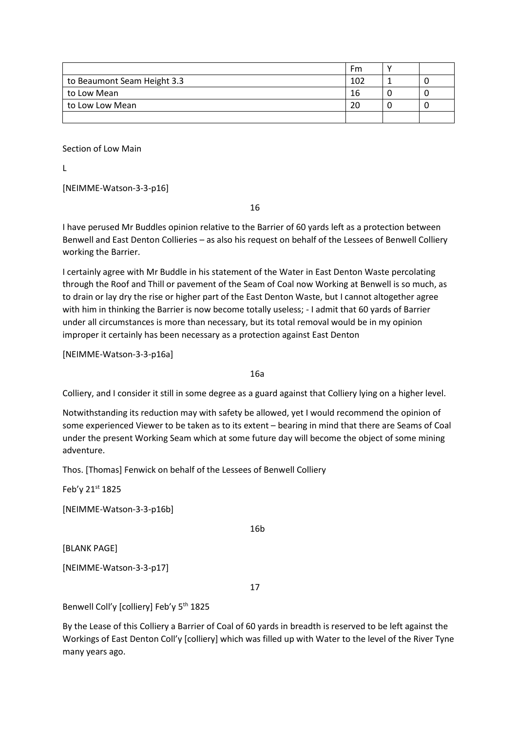| | Fm | Y | |
|---|---|---|---|
| to Beaumont Seam Height 3.3 | 102 | 1 | 0 |
| to Low Mean | 16 | 0 | 0 |
| to Low Low Mean | 20 | 0 | 0 |
| | | | |

Section of Low Main

L

[NEIMME-Watson-3-3-p16]

16

I have perused Mr Buddles opinion relative to the Barrier of 60 yards left as a protection between Benwell and East Denton Collieries – as also his request on behalf of the Lessees of Benwell Colliery working the Barrier.

I certainly agree with Mr Buddle in his statement of the Water in East Denton Waste percolating through the Roof and Thill or pavement of the Seam of Coal now Working at Benwell is so much, as to drain or lay dry the rise or higher part of the East Denton Waste, but I cannot altogether agree with him in thinking the Barrier is now become totally useless; - I admit that 60 yards of Barrier under all circumstances is more than necessary, but its total removal would be in my opinion improper it certainly has been necessary as a protection against East Denton

[NEIMME-Watson-3-3-p16a]

16a

Colliery, and I consider it still in some degree as a guard against that Colliery lying on a higher level.

Notwithstanding its reduction may with safety be allowed, yet I would recommend the opinion of some experienced Viewer to be taken as to its extent – bearing in mind that there are Seams of Coal under the present Working Seam which at some future day will become the object of some mining adventure.

Thos. [Thomas] Fenwick on behalf of the Lessees of Benwell Colliery

Feb'y 21st 1825

[NEIMME-Watson-3-3-p16b]

16b

[BLANK PAGE]

[NEIMME-Watson-3-3-p17]

17

Benwell Coll'y [colliery] Feb'y 5th 1825

By the Lease of this Colliery a Barrier of Coal of 60 yards in breadth is reserved to be left against the Workings of East Denton Coll'y [colliery] which was filled up with Water to the level of the River Tyne many years ago.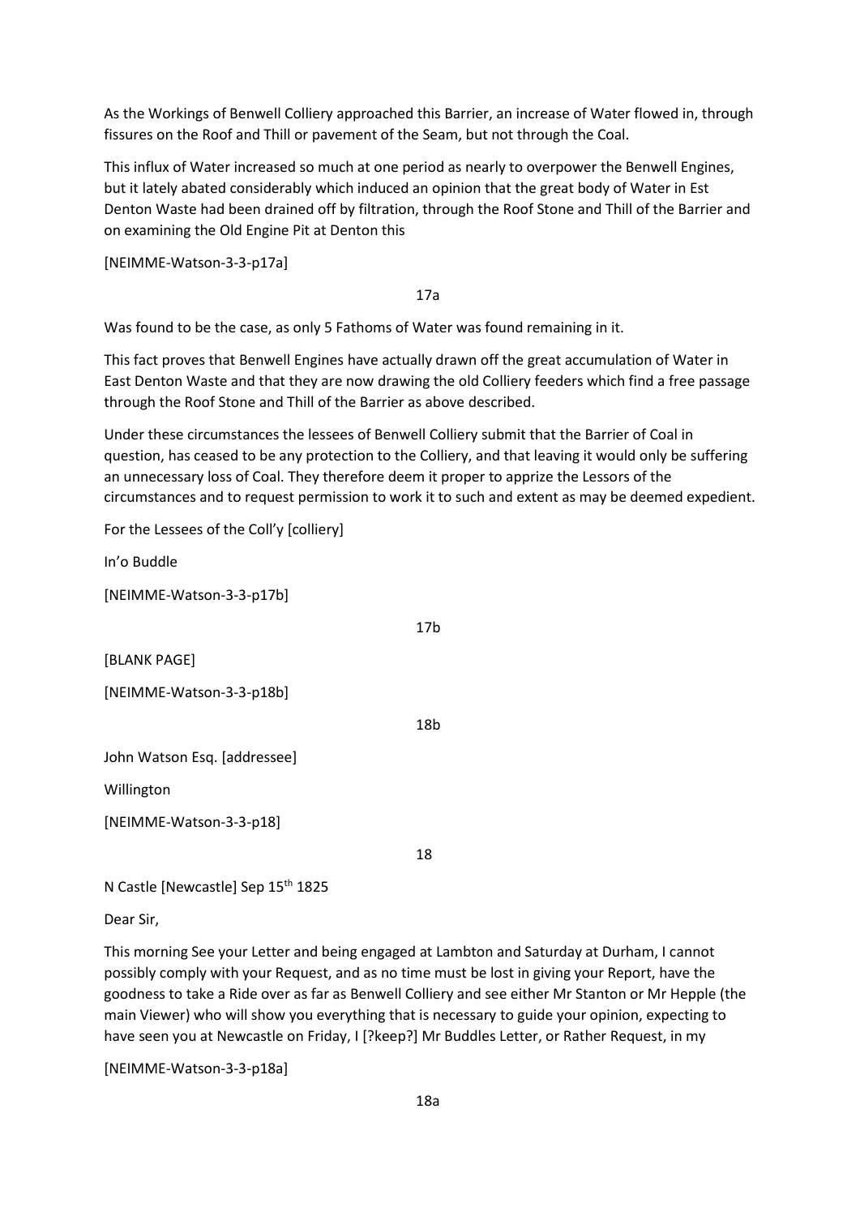As the Workings of Benwell Colliery approached this Barrier, an increase of Water flowed in, through fissures on the Roof and Thill or pavement of the Seam, but not through the Coal.

This influx of Water increased so much at one period as nearly to overpower the Benwell Engines, but it lately abated considerably which induced an opinion that the great body of Water in Est Denton Waste had been drained off by filtration, through the Roof Stone and Thill of the Barrier and on examining the Old Engine Pit at Denton this

[NEIMME-Watson-3-3-p17a]

17a

Was found to be the case, as only 5 Fathoms of Water was found remaining in it.

This fact proves that Benwell Engines have actually drawn off the great accumulation of Water in East Denton Waste and that they are now drawing the old Colliery feeders which find a free passage through the Roof Stone and Thill of the Barrier as above described.

Under these circumstances the lessees of Benwell Colliery submit that the Barrier of Coal in question, has ceased to be any protection to the Colliery, and that leaving it would only be suffering an unnecessary loss of Coal. They therefore deem it proper to apprize the Lessors of the circumstances and to request permission to work it to such and extent as may be deemed expedient.

For the Lessees of the Coll'y [colliery]

In'o Buddle

[NEIMME-Watson-3-3-p17b]

17b

[BLANK PAGE]

[NEIMME-Watson-3-3-p18b]

18b

John Watson Esq. [addressee]

Willington

[NEIMME-Watson-3-3-p18]

18

N Castle [Newcastle] Sep 15th 1825

Dear Sir,

This morning See your Letter and being engaged at Lambton and Saturday at Durham, I cannot possibly comply with your Request, and as no time must be lost in giving your Report, have the goodness to take a Ride over as far as Benwell Colliery and see either Mr Stanton or Mr Hepple (the main Viewer) who will show you everything that is necessary to guide your opinion, expecting to have seen you at Newcastle on Friday, I [?keep?] Mr Buddles Letter, or Rather Request, in my

[NEIMME-Watson-3-3-p18a]

18a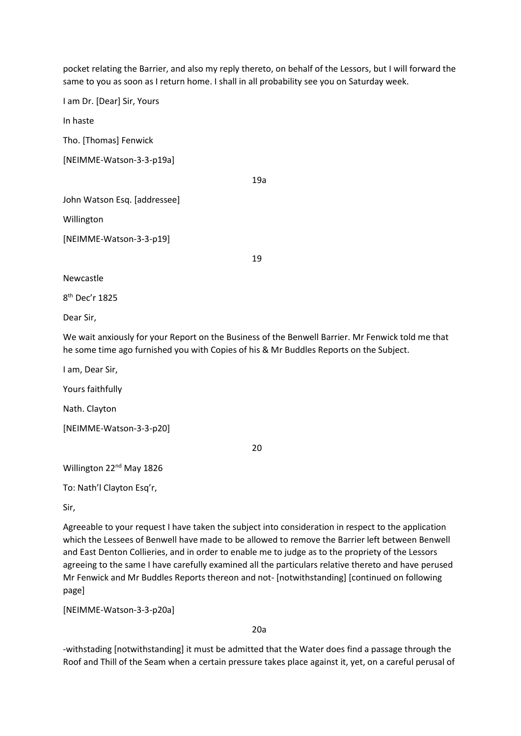pocket relating the Barrier, and also my reply thereto, on behalf of the Lessors, but I will forward the same to you as soon as I return home. I shall in all probability see you on Saturday week.

I am Dr. [Dear] Sir, Yours

In haste

Tho. [Thomas] Fenwick

[NEIMME-Watson-3-3-p19a]

19a

John Watson Esq. [addressee]

Willington

[NEIMME-Watson-3-3-p19]

19

Newcastle

8th Dec'r 1825

Dear Sir,

We wait anxiously for your Report on the Business of the Benwell Barrier. Mr Fenwick told me that he some time ago furnished you with Copies of his & Mr Buddles Reports on the Subject.

I am, Dear Sir,

Yours faithfully

Nath. Clayton

[NEIMME-Watson-3-3-p20]

20

Willington 22nd May 1826

To: Nath'l Clayton Esq'r,

Sir,

Agreeable to your request I have taken the subject into consideration in respect to the application which the Lessees of Benwell have made to be allowed to remove the Barrier left between Benwell and East Denton Collieries, and in order to enable me to judge as to the propriety of the Lessors agreeing to the same I have carefully examined all the particulars relative thereto and have perused Mr Fenwick and Mr Buddles Reports thereon and not- [notwithstanding] [continued on following page]

[NEIMME-Watson-3-3-p20a]

20a

-withstading [notwithstanding] it must be admitted that the Water does find a passage through the Roof and Thill of the Seam when a certain pressure takes place against it, yet, on a careful perusal of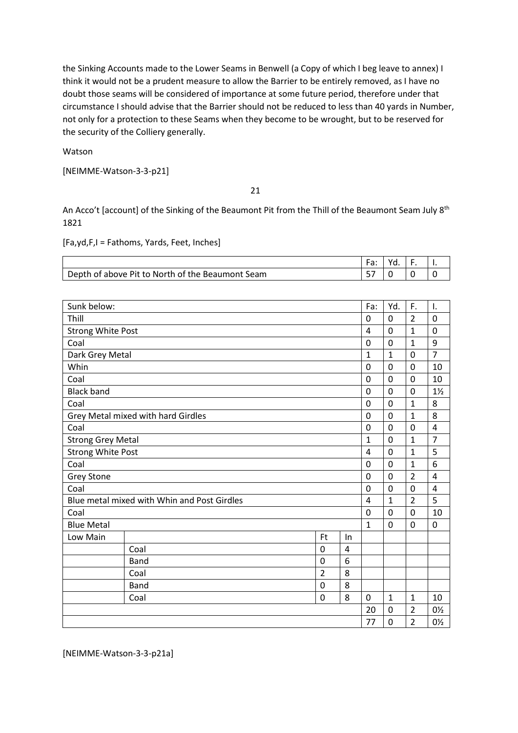the Sinking Accounts made to the Lower Seams in Benwell (a Copy of which I beg leave to annex) I think it would not be a prudent measure to allow the Barrier to be entirely removed, as I have no doubt those seams will be considered of importance at some future period, therefore under that circumstance I should advise that the Barrier should not be reduced to less than 40 yards in Number, not only for a protection to these Seams when they become to be wrought, but to be reserved for the security of the Colliery generally.

Watson

[NEIMME-Watson-3-3-p21]

21

An Acco't [account] of the Sinking of the Beaumont Pit from the Thill of the Beaumont Seam July 8th 1821

[Fa,yd,F,I = Fathoms, Yards, Feet, Inches]

| | Fa: | Yd. | F. | I. |
|---|---|---|---|---|
| Depth of above Pit to North of the Beaumont Seam | 57 | 0 | 0 | 0 |

| Sunk below: | | | | Fa: | Yd. | F. | I. |
|---|---|---|---|---|---|---|---|
| Thill | | | | 0 | 0 | 2 | 0 |
| Strong White Post | | | | 4 | 0 | 1 | 0 |
| Coal | | | | 0 | 0 | 1 | 9 |
| Dark Grey Metal | | | | 1 | 1 | 0 | 7 |
| Whin | | | | 0 | 0 | 0 | 10 |
| Coal | | | | 0 | 0 | 0 | 10 |
| Black band | | | | 0 | 0 | 0 | 1½ |
| Coal | | | | 0 | 0 | 1 | 8 |
| Grey Metal mixed with hard Girdles | | | | 0 | 0 | 1 | 8 |
| Coal | | | | 0 | 0 | 0 | 4 |
| Strong Grey Metal | | | | 1 | 0 | 1 | 7 |
| Strong White Post | | | | 4 | 0 | 1 | 5 |
| Coal | | | | 0 | 0 | 1 | 6 |
| Grey Stone | | | | 0 | 0 | 2 | 4 |
| Coal | | | | 0 | 0 | 0 | 4 |
| Blue metal mixed with Whin and Post Girdles | | | | 4 | 1 | 2 | 5 |
| Coal | | | | 0 | 0 | 0 | 10 |
| Blue Metal | | | | 1 | 0 | 0 | 0 |
| Low Main | | Ft | In | | | | |
| | Coal | 0 | 4 | | | | |
| | Band | 0 | 6 | | | | |
| | Coal | 2 | 8 | | | | |
| | Band | 0 | 8 | | | | |
| | Coal | 0 | 8 | 0 | 1 | 1 | 10 |
| | | | | 20 | 0 | 2 | 0½ |
| | | | | 77 | 0 | 2 | 0½ |

[NEIMME-Watson-3-3-p21a]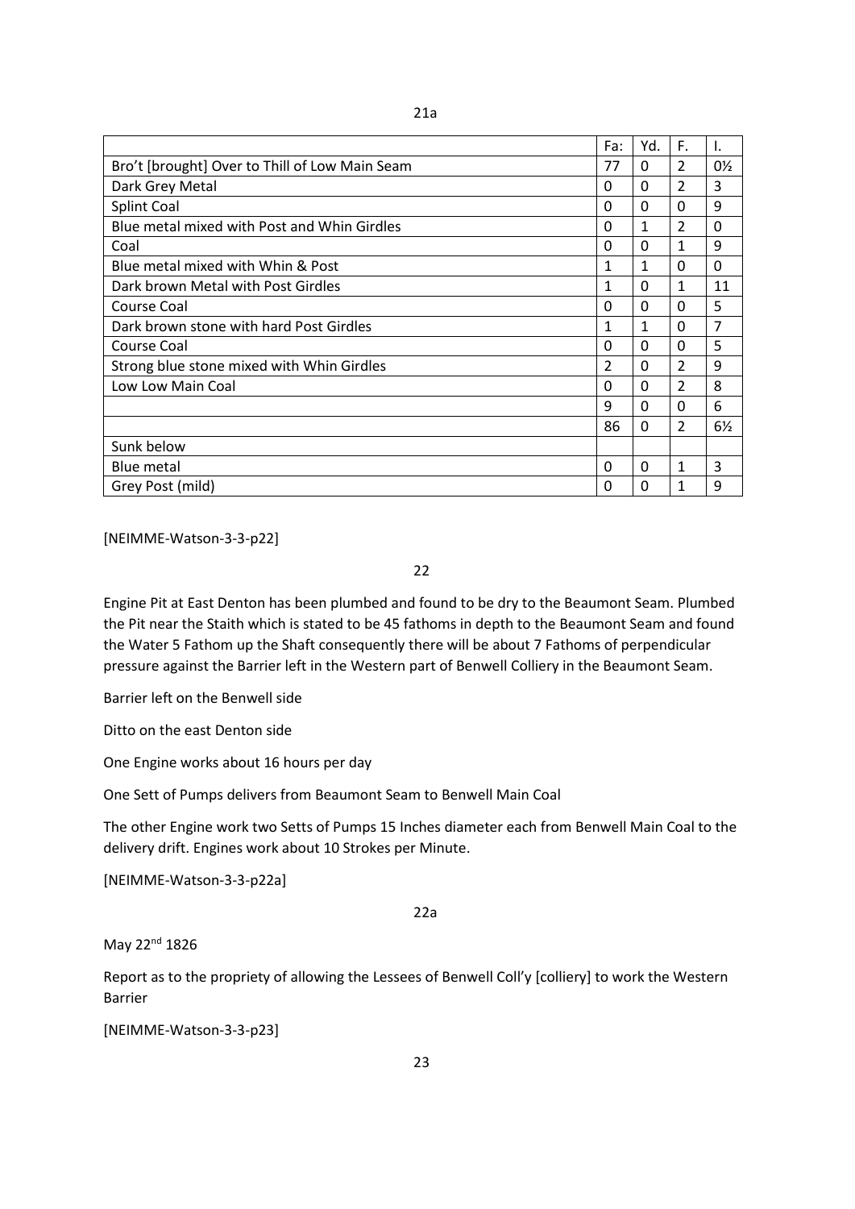21a

| | Fa: | Yd. | F. | I. |
|---|---|---|---|---|
| Bro't [brought] Over to Thill of Low Main Seam | 77 | 0 | 2 | 0½ |
| Dark Grey Metal | 0 | 0 | 2 | 3 |
| Splint Coal | 0 | 0 | 0 | 9 |
| Blue metal mixed with Post and Whin Girdles | 0 | 1 | 2 | 0 |
| Coal | 0 | 0 | 1 | 9 |
| Blue metal mixed with Whin & Post | 1 | 1 | 0 | 0 |
| Dark brown Metal with Post Girdles | 1 | 0 | 1 | 11 |
| Course Coal | 0 | 0 | 0 | 5 |
| Dark brown stone with hard Post Girdles | 1 | 1 | 0 | 7 |
| Course Coal | 0 | 0 | 0 | 5 |
| Strong blue stone mixed with Whin Girdles | 2 | 0 | 2 | 9 |
| Low Low Main Coal | 0 | 0 | 2 | 8 |
| | 9 | 0 | 0 | 6 |
| | 86 | 0 | 2 | 6½ |
| Sunk below | | | | |
| Blue metal | 0 | 0 | 1 | 3 |
| Grey Post (mild) | 0 | 0 | 1 | 9 |

[NEIMME-Watson-3-3-p22]

22

Engine Pit at East Denton has been plumbed and found to be dry to the Beaumont Seam. Plumbed the Pit near the Staith which is stated to be 45 fathoms in depth to the Beaumont Seam and found the Water 5 Fathom up the Shaft consequently there will be about 7 Fathoms of perpendicular pressure against the Barrier left in the Western part of Benwell Colliery in the Beaumont Seam.

Barrier left on the Benwell side

Ditto on the east Denton side

One Engine works about 16 hours per day

One Sett of Pumps delivers from Beaumont Seam to Benwell Main Coal

The other Engine work two Setts of Pumps 15 Inches diameter each from Benwell Main Coal to the delivery drift. Engines work about 10 Strokes per Minute.

[NEIMME-Watson-3-3-p22a]

22a

May 22nd 1826

Report as to the propriety of allowing the Lessees of Benwell Coll'y [colliery] to work the Western Barrier

[NEIMME-Watson-3-3-p23]

23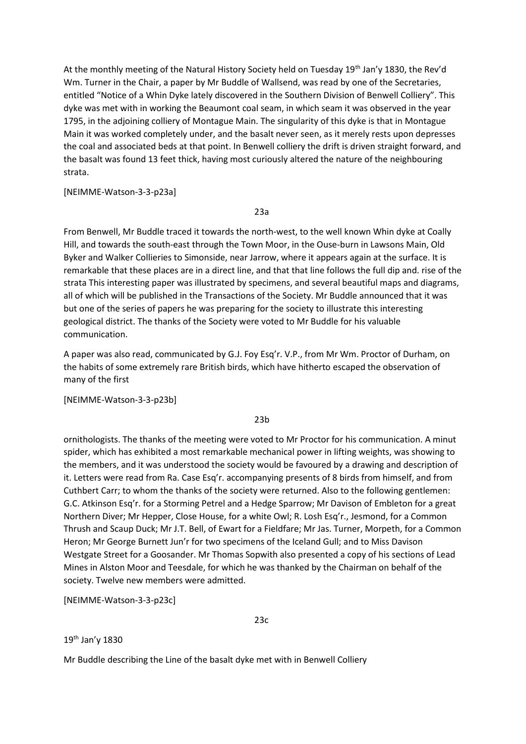At the monthly meeting of the Natural History Society held on Tuesday 19th Jan'y 1830, the Rev'd Wm. Turner in the Chair, a paper by Mr Buddle of Wallsend, was read by one of the Secretaries, entitled "Notice of a Whin Dyke lately discovered in the Southern Division of Benwell Colliery". This dyke was met with in working the Beaumont coal seam, in which seam it was observed in the year 1795, in the adjoining colliery of Montague Main. The singularity of this dyke is that in Montague Main it was worked completely under, and the basalt never seen, as it merely rests upon depresses the coal and associated beds at that point. In Benwell colliery the drift is driven straight forward, and the basalt was found 13 feet thick, having most curiously altered the nature of the neighbouring strata.

[NEIMME-Watson-3-3-p23a]

23a

From Benwell, Mr Buddle traced it towards the north-west, to the well known Whin dyke at Coally Hill, and towards the south-east through the Town Moor, in the Ouse-burn in Lawsons Main, Old Byker and Walker Collieries to Simonside, near Jarrow, where it appears again at the surface. It is remarkable that these places are in a direct line, and that that line follows the full dip and. rise of the strata This interesting paper was illustrated by specimens, and several beautiful maps and diagrams, all of which will be published in the Transactions of the Society. Mr Buddle announced that it was but one of the series of papers he was preparing for the society to illustrate this interesting geological district. The thanks of the Society were voted to Mr Buddle for his valuable communication.

A paper was also read, communicated by G.J. Foy Esq'r. V.P., from Mr Wm. Proctor of Durham, on the habits of some extremely rare British birds, which have hitherto escaped the observation of many of the first

[NEIMME-Watson-3-3-p23b]

23b

ornithologists. The thanks of the meeting were voted to Mr Proctor for his communication. A minut spider, which has exhibited a most remarkable mechanical power in lifting weights, was showing to the members, and it was understood the society would be favoured by a drawing and description of it. Letters were read from Ra. Case Esq'r. accompanying presents of 8 birds from himself, and from Cuthbert Carr; to whom the thanks of the society were returned. Also to the following gentlemen: G.C. Atkinson Esq'r. for a Storming Petrel and a Hedge Sparrow; Mr Davison of Embleton for a great Northern Diver; Mr Hepper, Close House, for a white Owl; R. Losh Esq'r., Jesmond, for a Common Thrush and Scaup Duck; Mr J.T. Bell, of Ewart for a Fieldfare; Mr Jas. Turner, Morpeth, for a Common Heron; Mr George Burnett Jun'r for two specimens of the Iceland Gull; and to Miss Davison Westgate Street for a Goosander. Mr Thomas Sopwith also presented a copy of his sections of Lead Mines in Alston Moor and Teesdale, for which he was thanked by the Chairman on behalf of the society. Twelve new members were admitted.

[NEIMME-Watson-3-3-p23c]

23c

19th Jan'y 1830

Mr Buddle describing the Line of the basalt dyke met with in Benwell Colliery